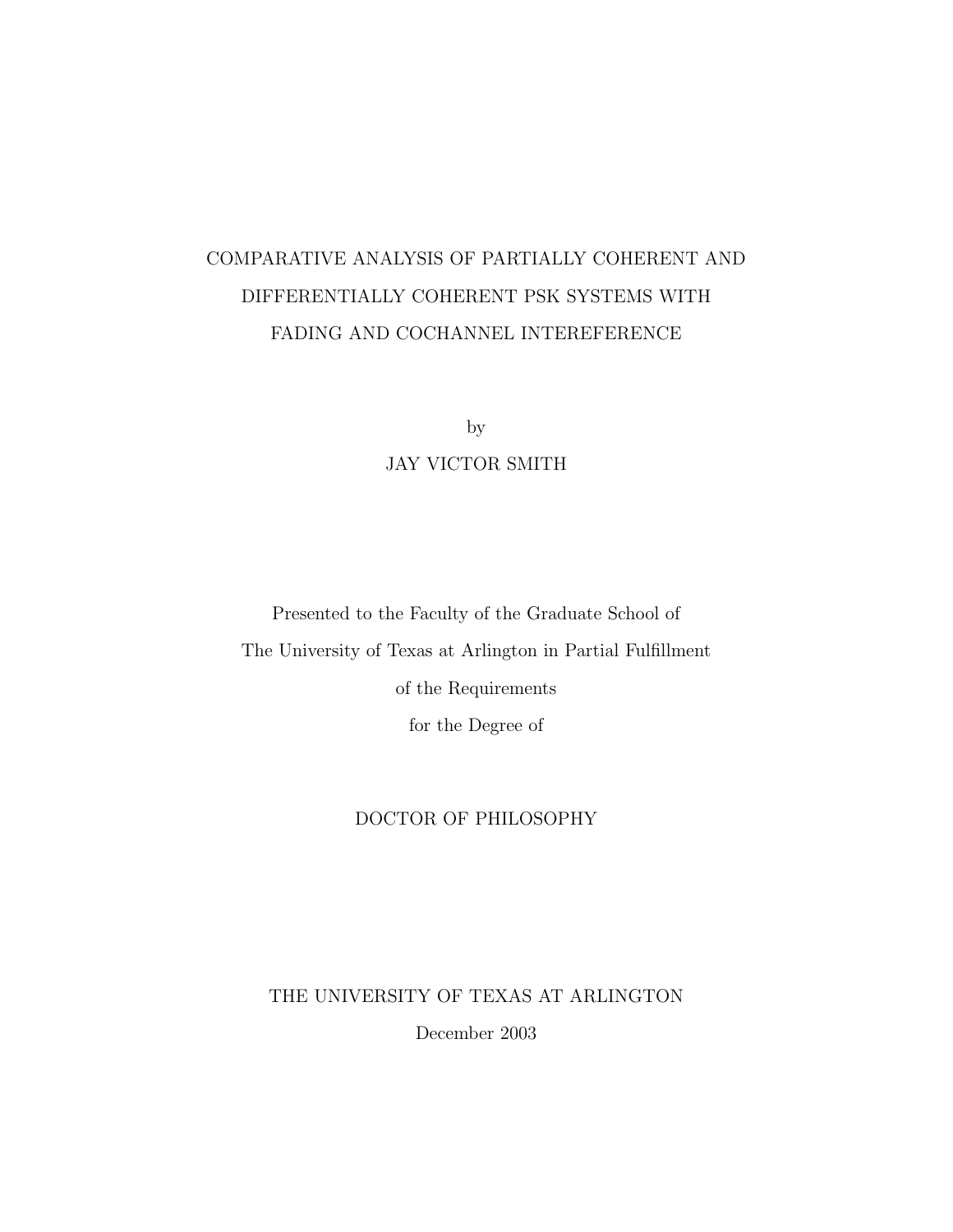# COMPARATIVE ANALYSIS OF PARTIALLY COHERENT AND DIFFERENTIALLY COHERENT PSK SYSTEMS WITH FADING AND COCHANNEL INTEREFERENCE

by

JAY VICTOR SMITH

Presented to the Faculty of the Graduate School of
The University of Texas at Arlington in Partial Fulfillment
of the Requirements
for the Degree of

DOCTOR OF PHILOSOPHY

THE UNIVERSITY OF TEXAS AT ARLINGTON

December 2003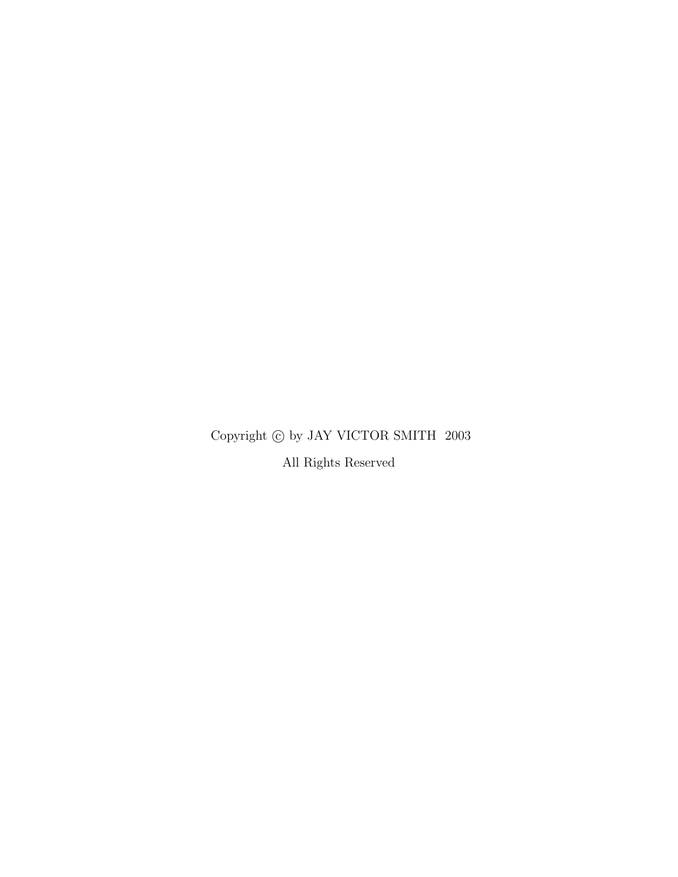Copyright © by JAY VICTOR SMITH 2003

All Rights Reserved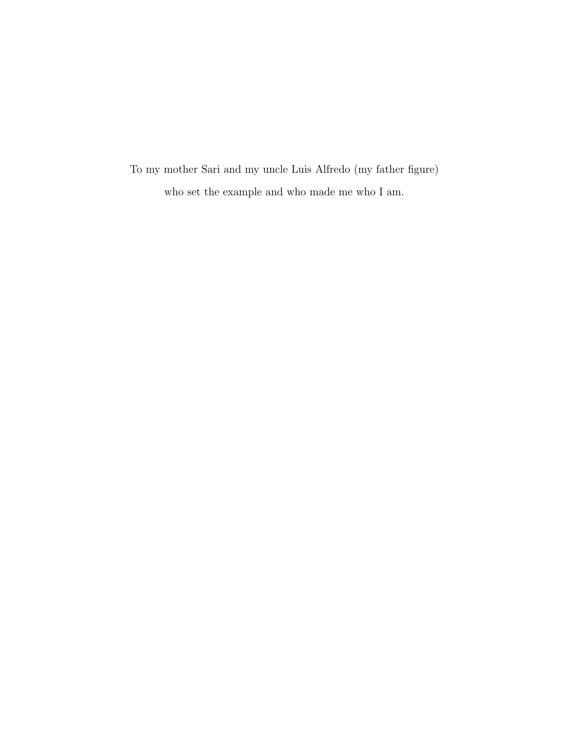To my mother Sari and my uncle Luis Alfredo (my father figure)

who set the example and who made me who I am.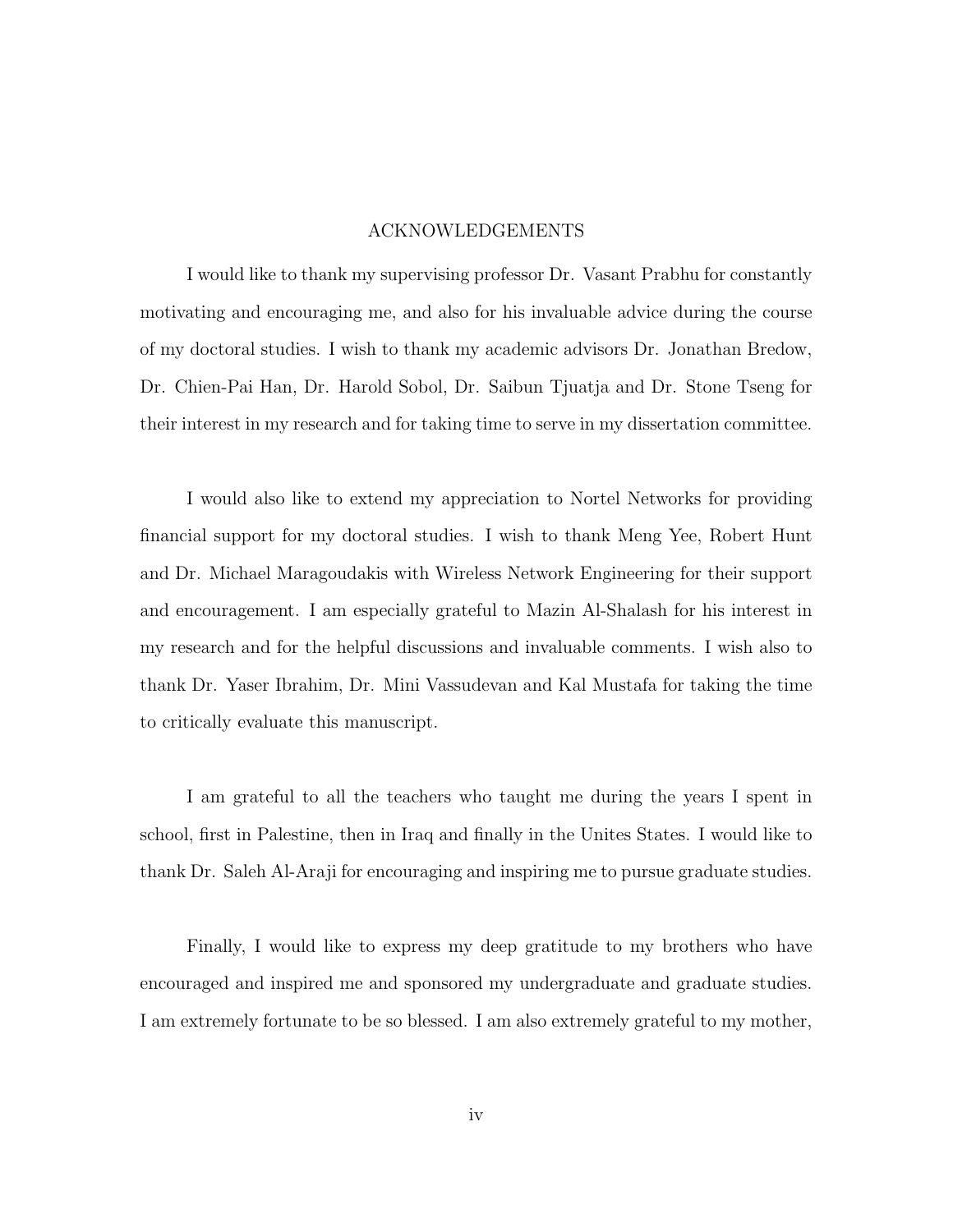# ACKNOWLEDGEMENTS

I would like to thank my supervising professor Dr. Vasant Prabhu for constantly motivating and encouraging me, and also for his invaluable advice during the course of my doctoral studies. I wish to thank my academic advisors Dr. Jonathan Bredow, Dr. Chien-Pai Han, Dr. Harold Sobol, Dr. Saibun Tjuatja and Dr. Stone Tseng for their interest in my research and for taking time to serve in my dissertation committee.

I would also like to extend my appreciation to Nortel Networks for providing financial support for my doctoral studies. I wish to thank Meng Yee, Robert Hunt and Dr. Michael Maragoudakis with Wireless Network Engineering for their support and encouragement. I am especially grateful to Mazin Al-Shalash for his interest in my research and for the helpful discussions and invaluable comments. I wish also to thank Dr. Yaser Ibrahim, Dr. Mini Vassudevan and Kal Mustafa for taking the time to critically evaluate this manuscript.

I am grateful to all the teachers who taught me during the years I spent in school, first in Palestine, then in Iraq and finally in the Unites States. I would like to thank Dr. Saleh Al-Araji for encouraging and inspiring me to pursue graduate studies.

Finally, I would like to express my deep gratitude to my brothers who have encouraged and inspired me and sponsored my undergraduate and graduate studies. I am extremely fortunate to be so blessed. I am also extremely grateful to my mother,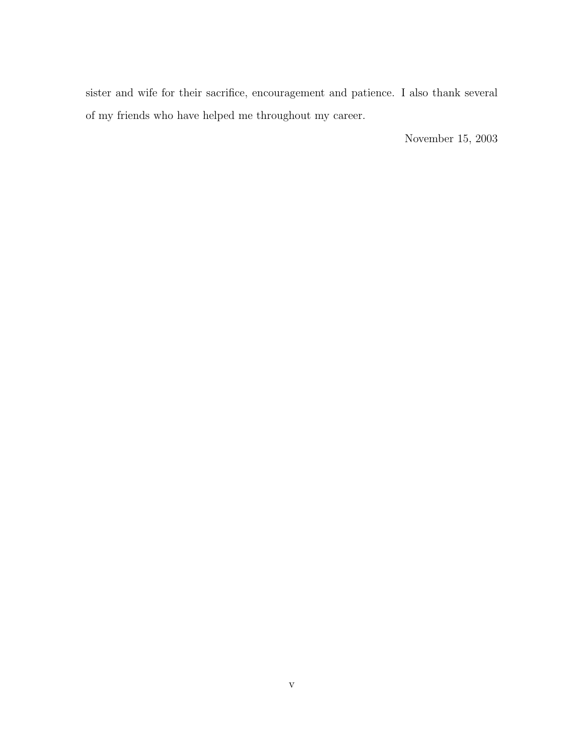sister and wife for their sacrifice, encouragement and patience. I also thank several of my friends who have helped me throughout my career.

November 15, 2003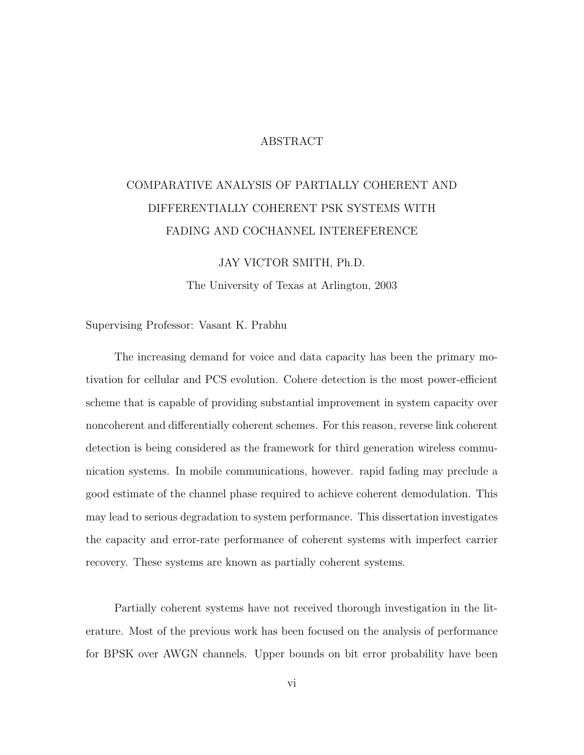# ABSTRACT

## COMPARATIVE ANALYSIS OF PARTIALLY COHERENT AND DIFFERENTIALLY COHERENT PSK SYSTEMS WITH FADING AND COCHANNEL INTEREFERENCE

JAY VICTOR SMITH, Ph.D.

The University of Texas at Arlington, 2003

Supervising Professor: Vasant K. Prabhu

The increasing demand for voice and data capacity has been the primary motivation for cellular and PCS evolution. Cohere detection is the most power-efficient scheme that is capable of providing substantial improvement in system capacity over noncoherent and differentially coherent schemes. For this reason, reverse link coherent detection is being considered as the framework for third generation wireless communication systems. In mobile communications, however. rapid fading may preclude a good estimate of the channel phase required to achieve coherent demodulation. This may lead to serious degradation to system performance. This dissertation investigates the capacity and error-rate performance of coherent systems with imperfect carrier recovery. These systems are known as partially coherent systems.

Partially coherent systems have not received thorough investigation in the literature. Most of the previous work has been focused on the analysis of performance for BPSK over AWGN channels. Upper bounds on bit error probability have been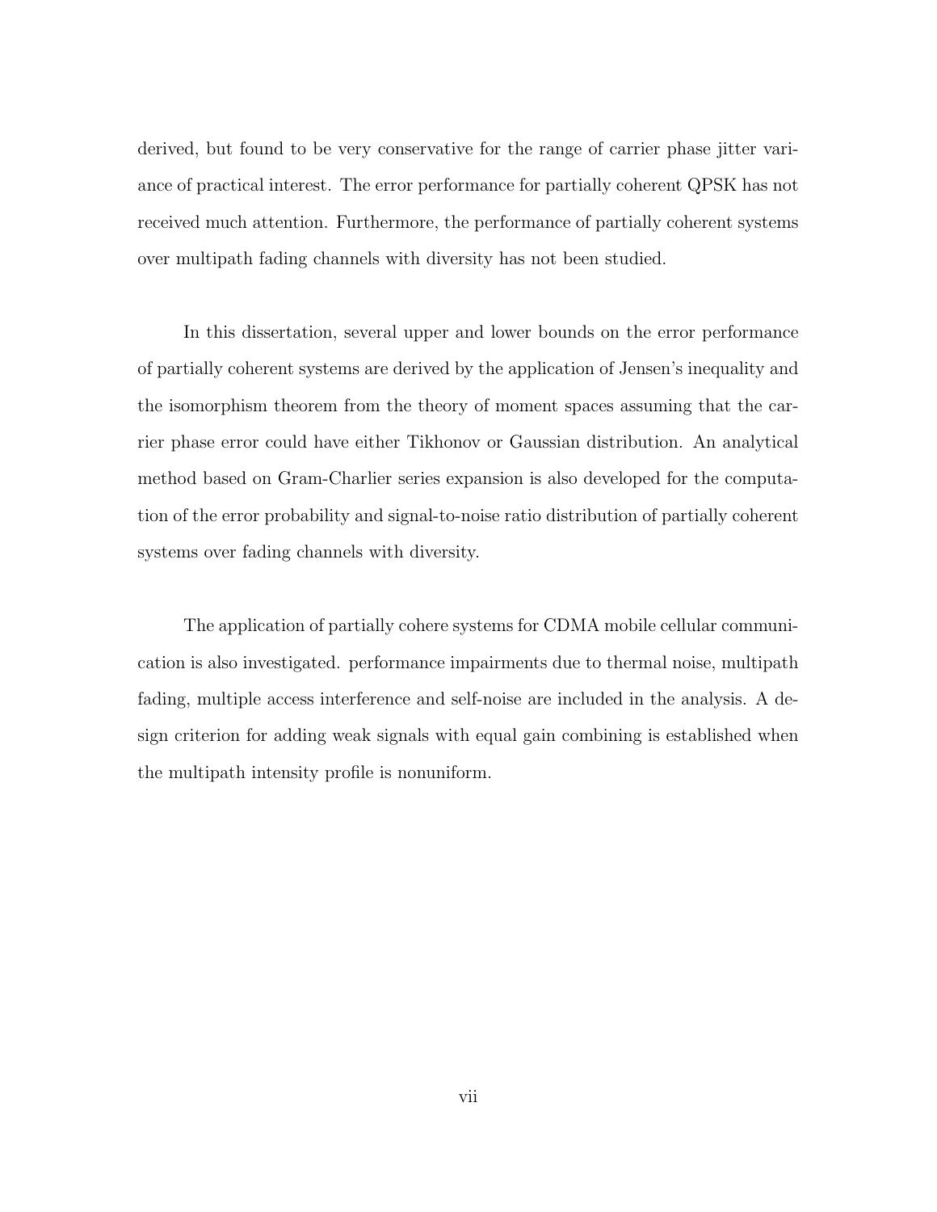derived, but found to be very conservative for the range of carrier phase jitter variance of practical interest. The error performance for partially coherent QPSK has not received much attention. Furthermore, the performance of partially coherent systems over multipath fading channels with diversity has not been studied.

In this dissertation, several upper and lower bounds on the error performance of partially coherent systems are derived by the application of Jensen's inequality and the isomorphism theorem from the theory of moment spaces assuming that the carrier phase error could have either Tikhonov or Gaussian distribution. An analytical method based on Gram-Charlier series expansion is also developed for the computation of the error probability and signal-to-noise ratio distribution of partially coherent systems over fading channels with diversity.

The application of partially cohere systems for CDMA mobile cellular communication is also investigated. performance impairments due to thermal noise, multipath fading, multiple access interference and self-noise are included in the analysis. A design criterion for adding weak signals with equal gain combining is established when the multipath intensity profile is nonuniform.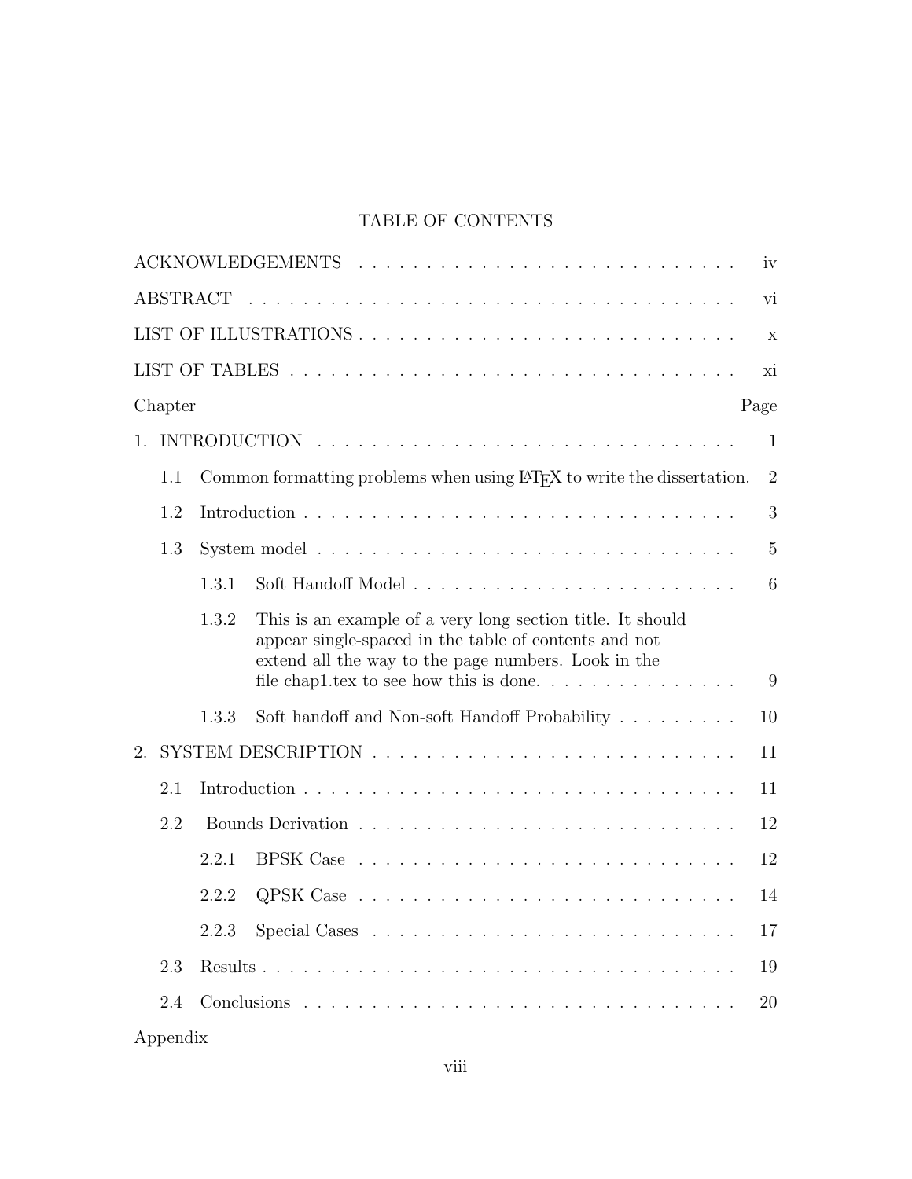# TABLE OF CONTENTS

ACKNOWLEDGEMENTS . . . . . . . . . . . . . . . . . . . . . . . . . . . . . . iv

ABSTRACT . . . . . . . . . . . . . . . . . . . . . . . . . . . . . . . . . . . vi

LIST OF ILLUSTRATIONS . . . . . . . . . . . . . . . . . . . . . . . . . . . . x

LIST OF TABLES . . . . . . . . . . . . . . . . . . . . . . . . . . . . . . . . xi

Chapter Page

1. INTRODUCTION . . . . . . . . . . . . . . . . . . . . . . . . . . . . . . . 1

   1.1 Common formatting problems when using LaTeX to write the dissertation. 2

   1.2 Introduction . . . . . . . . . . . . . . . . . . . . . . . . . . . . . . 3

   1.3 System model . . . . . . . . . . . . . . . . . . . . . . . . . . . . . . 5

      1.3.1 Soft Handoff Model . . . . . . . . . . . . . . . . . . . . . . . . 6

      1.3.2 This is an example of a very long section title. It should appear single-spaced in the table of contents and not extend all the way to the page numbers. Look in the file chap1.tex to see how this is done. . . . . . . . . . . . . . . . 9

      1.3.3 Soft handoff and Non-soft Handoff Probability . . . . . . . . . . 10

2. SYSTEM DESCRIPTION . . . . . . . . . . . . . . . . . . . . . . . . . . . 11

   2.1 Introduction . . . . . . . . . . . . . . . . . . . . . . . . . . . . . . 11

   2.2 Bounds Derivation . . . . . . . . . . . . . . . . . . . . . . . . . . . 12

      2.2.1 BPSK Case . . . . . . . . . . . . . . . . . . . . . . . . . . . . . 12

      2.2.2 QPSK Case . . . . . . . . . . . . . . . . . . . . . . . . . . . . . 14

      2.2.3 Special Cases . . . . . . . . . . . . . . . . . . . . . . . . . . . 17

   2.3 Results . . . . . . . . . . . . . . . . . . . . . . . . . . . . . . . . . 19

   2.4 Conclusions . . . . . . . . . . . . . . . . . . . . . . . . . . . . . . . 20

Appendix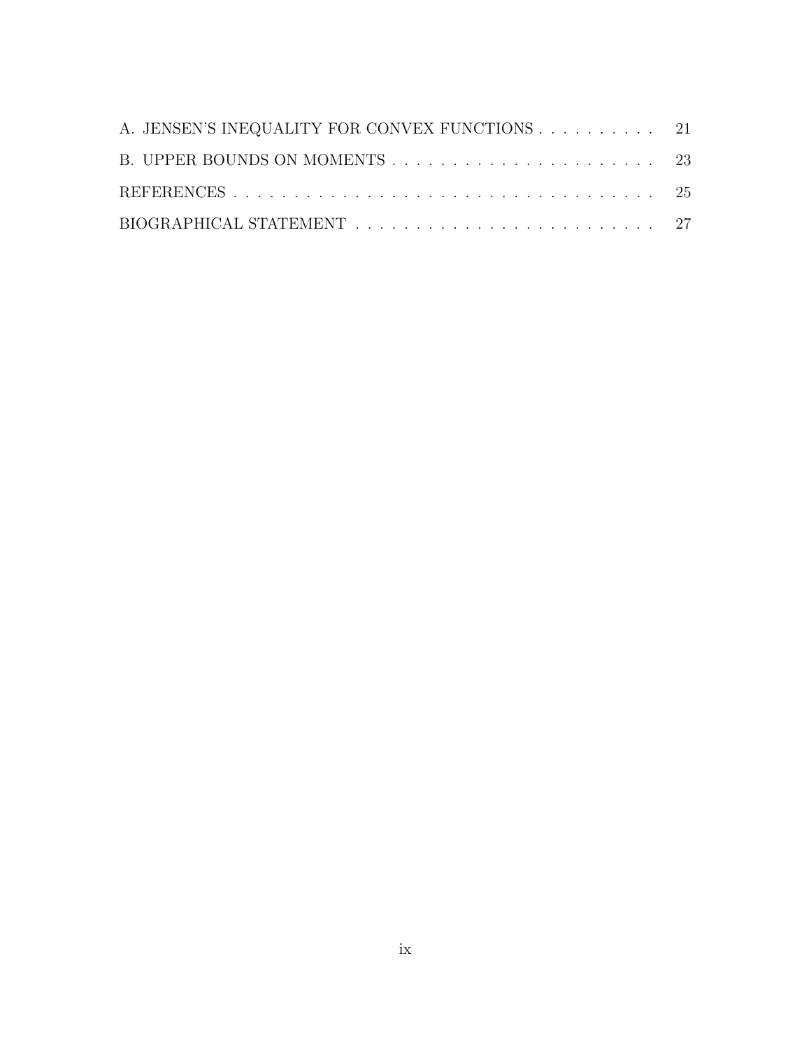A. JENSEN'S INEQUALITY FOR CONVEX FUNCTIONS . . . . . . . . . . 21

B. UPPER BOUNDS ON MOMENTS . . . . . . . . . . . . . . . . . . . . . . 23

REFERENCES . . . . . . . . . . . . . . . . . . . . . . . . . . . . . . . . . . 25

BIOGRAPHICAL STATEMENT . . . . . . . . . . . . . . . . . . . . . . . . 27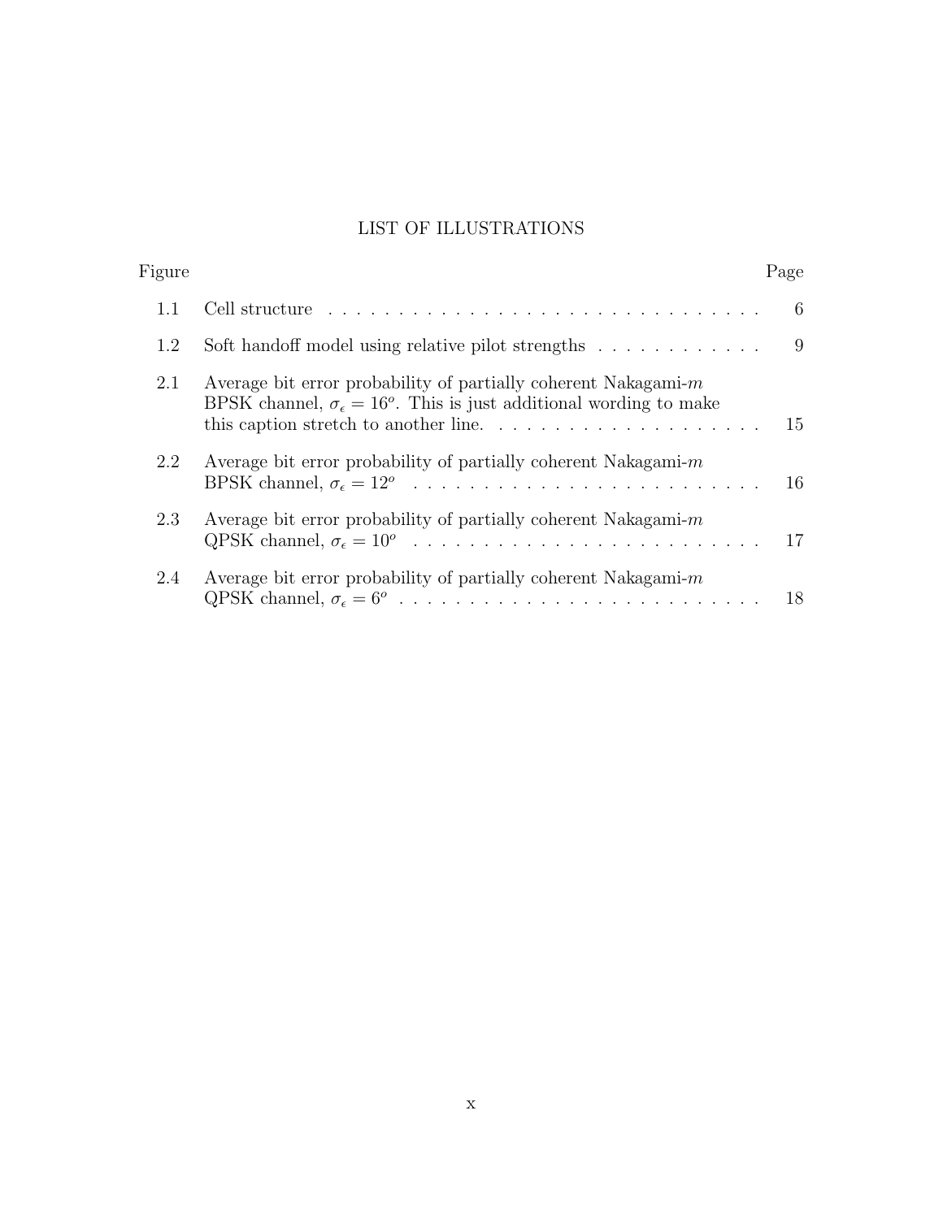# LIST OF ILLUSTRATIONS

| Figure | | Page |
|---|---|---|
| 1.1 | Cell structure | 6 |
| 1.2 | Soft handoff model using relative pilot strengths | 9 |
| 2.1 | Average bit error probability of partially coherent Nakagami-$m$ BPSK channel, $\sigma_\epsilon = 16^o$. This is just additional wording to make this caption stretch to another line. | 15 |
| 2.2 | Average bit error probability of partially coherent Nakagami-$m$ BPSK channel, $\sigma_\epsilon = 12^o$ | 16 |
| 2.3 | Average bit error probability of partially coherent Nakagami-$m$ QPSK channel, $\sigma_\epsilon = 10^o$ | 17 |
| 2.4 | Average bit error probability of partially coherent Nakagami-$m$ QPSK channel, $\sigma_\epsilon = 6^o$ | 18 |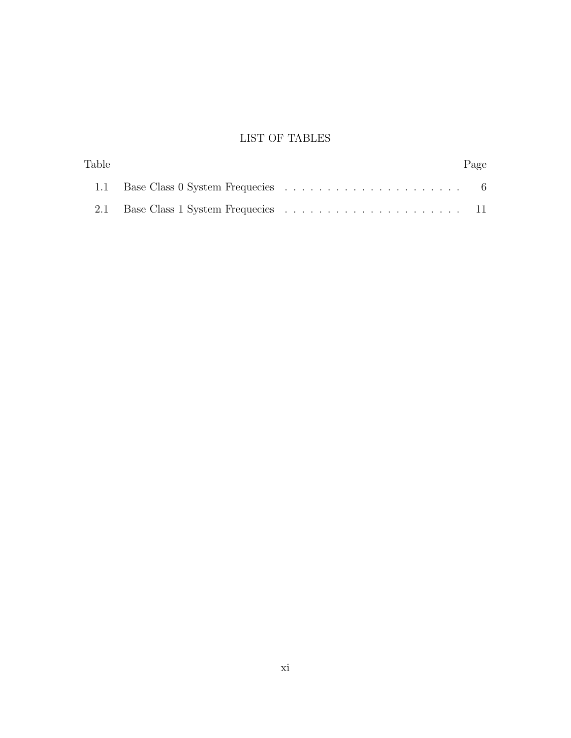# LIST OF TABLES

| Table | | Page |
|---|---|---|
| 1.1 | Base Class 0 System Frequecies | 6 |
| 2.1 | Base Class 1 System Frequecies | 11 |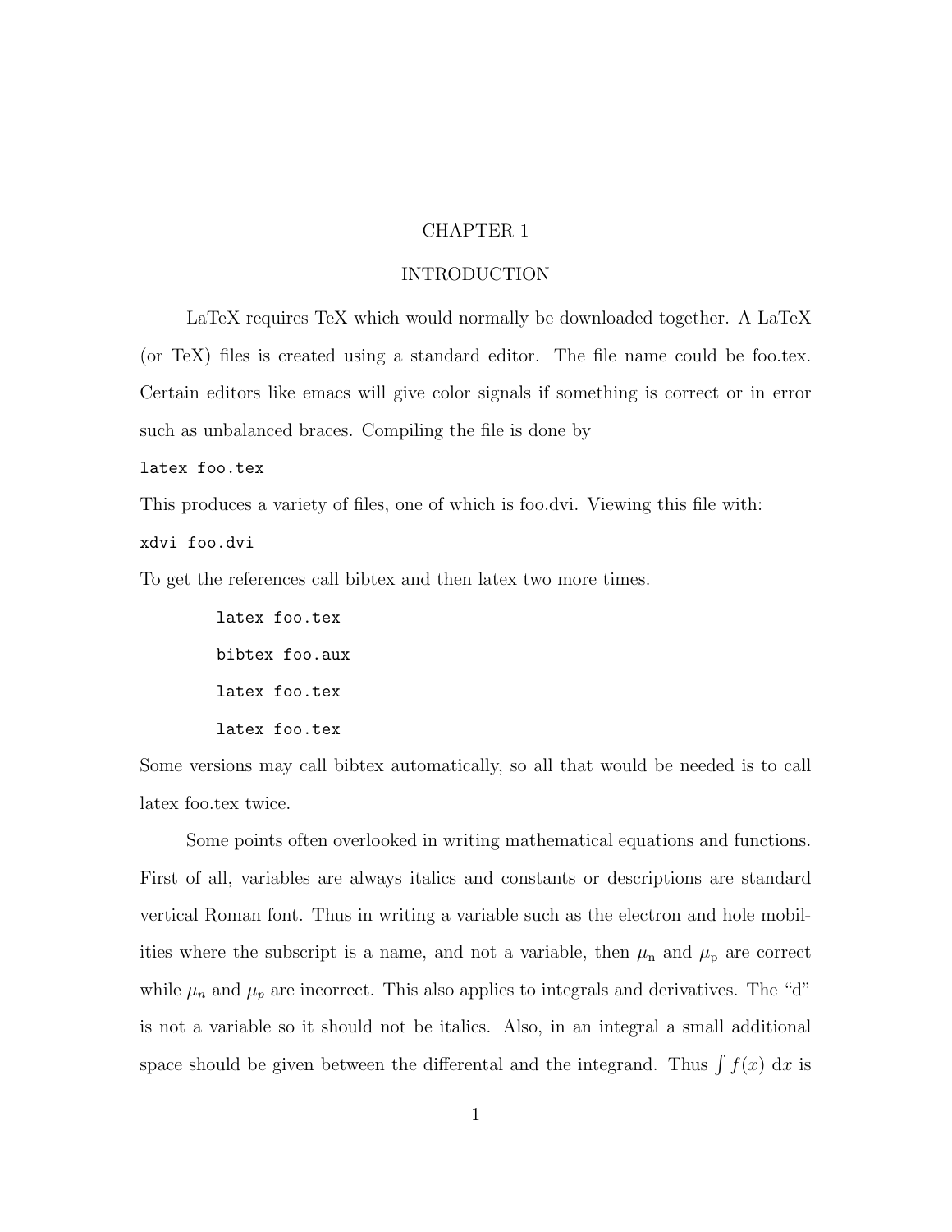# CHAPTER 1

# INTRODUCTION

LaTeX requires TeX which would normally be downloaded together. A LaTeX (or TeX) files is created using a standard editor. The file name could be foo.tex. Certain editors like emacs will give color signals if something is correct or in error such as unbalanced braces. Compiling the file is done by

```
latex foo.tex
```

This produces a variety of files, one of which is foo.dvi. Viewing this file with:

```
xdvi foo.dvi
```

To get the references call bibtex and then latex two more times.

```
latex foo.tex
bibtex foo.aux
latex foo.tex
latex foo.tex
```

Some versions may call bibtex automatically, so all that would be needed is to call latex foo.tex twice.

Some points often overlooked in writing mathematical equations and functions. First of all, variables are always italics and constants or descriptions are standard vertical Roman font. Thus in writing a variable such as the electron and hole mobilities where the subscript is a name, and not a variable, then $\mu_{\mathrm{n}}$ and $\mu_{\mathrm{p}}$ are correct while $\mu_n$ and $\mu_p$ are incorrect. This also applies to integrals and derivatives. The "d" is not a variable so it should not be italics. Also, in an integral a small additional space should be given between the differental and the integrand. Thus $\int f(x)\ \mathrm{d}x$ is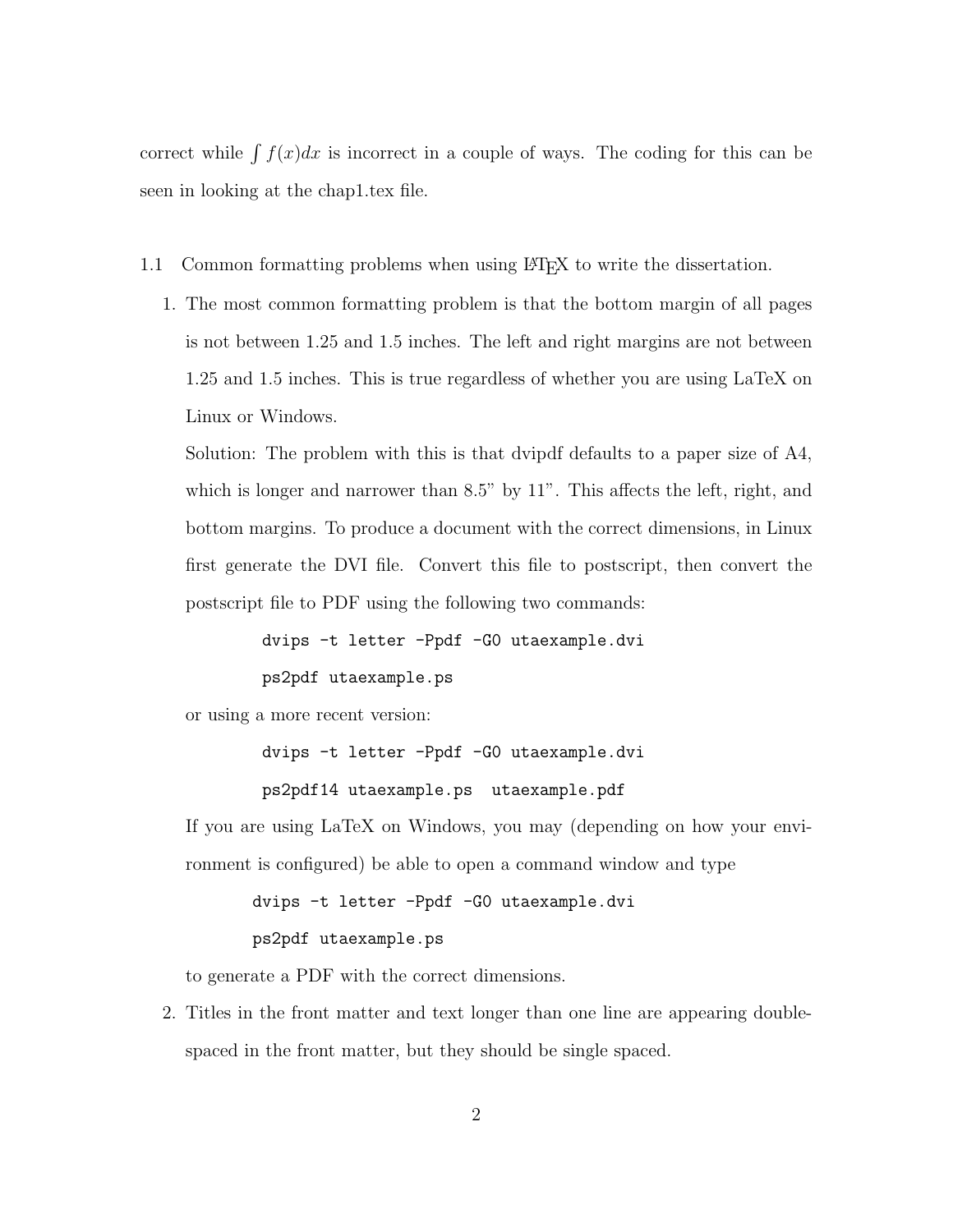correct while $\int f(x)dx$ is incorrect in a couple of ways. The coding for this can be seen in looking at the chap1.tex file.

## 1.1 Common formatting problems when using LaTeX to write the dissertation.

1. The most common formatting problem is that the bottom margin of all pages is not between 1.25 and 1.5 inches. The left and right margins are not between 1.25 and 1.5 inches. This is true regardless of whether you are using LaTeX on Linux or Windows.

   Solution: The problem with this is that dvipdf defaults to a paper size of A4, which is longer and narrower than 8.5" by 11". This affects the left, right, and bottom margins. To produce a document with the correct dimensions, in Linux first generate the DVI file. Convert this file to postscript, then convert the postscript file to PDF using the following two commands:

   ```
   dvips -t letter -Ppdf -G0 utaexample.dvi
   ps2pdf utaexample.ps
   ```

   or using a more recent version:

   ```
   dvips -t letter -Ppdf -G0 utaexample.dvi
   ps2pdf14 utaexample.ps  utaexample.pdf
   ```

   If you are using LaTeX on Windows, you may (depending on how your environment is configured) be able to open a command window and type

   ```
   dvips -t letter -Ppdf -G0 utaexample.dvi
   ps2pdf utaexample.ps
   ```

   to generate a PDF with the correct dimensions.

2. Titles in the front matter and text longer than one line are appearing double-spaced in the front matter, but they should be single spaced.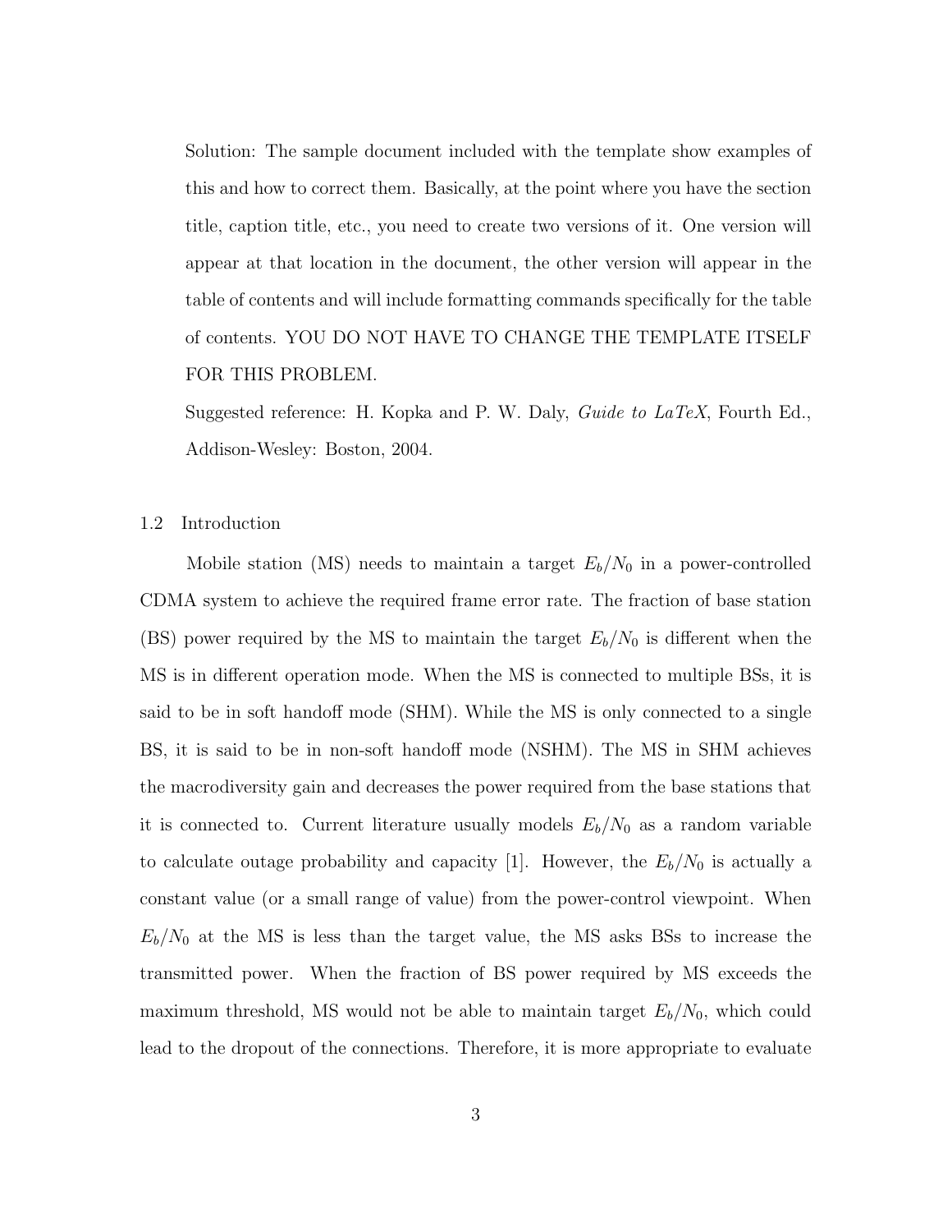Solution: The sample document included with the template show examples of this and how to correct them. Basically, at the point where you have the section title, caption title, etc., you need to create two versions of it. One version will appear at that location in the document, the other version will appear in the table of contents and will include formatting commands specifically for the table of contents. YOU DO NOT HAVE TO CHANGE THE TEMPLATE ITSELF FOR THIS PROBLEM.

Suggested reference: H. Kopka and P. W. Daly, *Guide to LaTeX*, Fourth Ed., Addison-Wesley: Boston, 2004.

### 1.2 Introduction

Mobile station (MS) needs to maintain a target $E_b/N_0$ in a power-controlled CDMA system to achieve the required frame error rate. The fraction of base station (BS) power required by the MS to maintain the target $E_b/N_0$ is different when the MS is in different operation mode. When the MS is connected to multiple BSs, it is said to be in soft handoff mode (SHM). While the MS is only connected to a single BS, it is said to be in non-soft handoff mode (NSHM). The MS in SHM achieves the macrodiversity gain and decreases the power required from the base stations that it is connected to. Current literature usually models $E_b/N_0$ as a random variable to calculate outage probability and capacity [1]. However, the $E_b/N_0$ is actually a constant value (or a small range of value) from the power-control viewpoint. When $E_b/N_0$ at the MS is less than the target value, the MS asks BSs to increase the transmitted power. When the fraction of BS power required by MS exceeds the maximum threshold, MS would not be able to maintain target $E_b/N_0$, which could lead to the dropout of the connections. Therefore, it is more appropriate to evaluate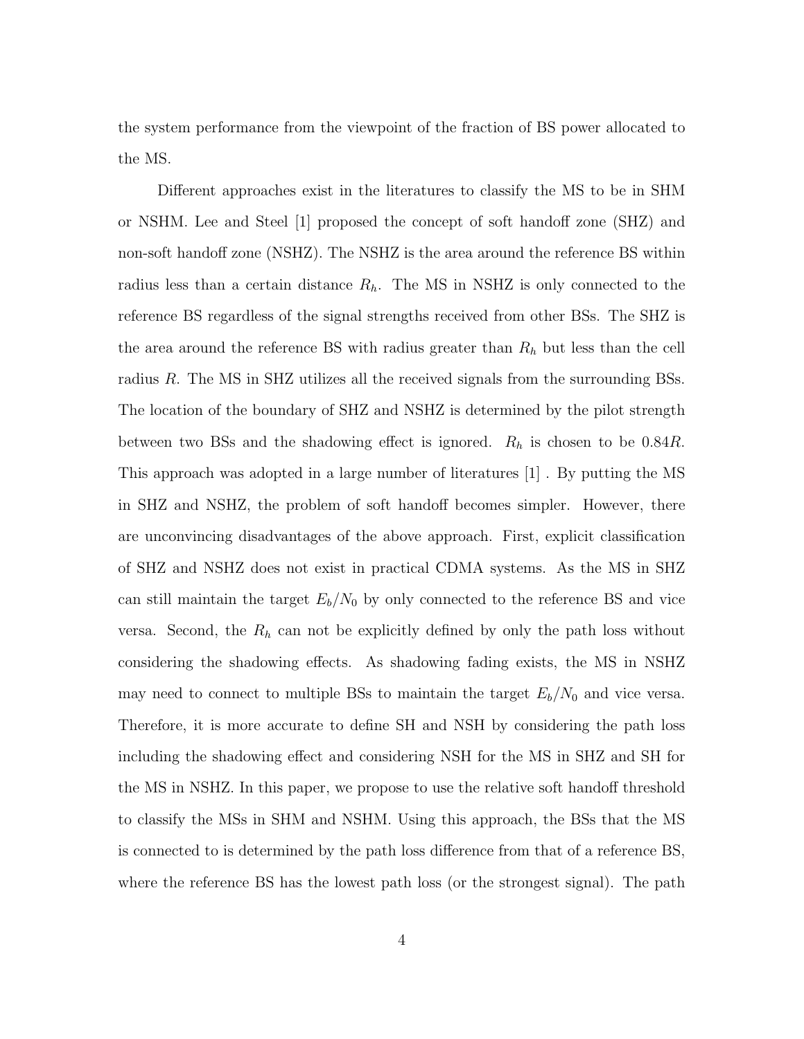the system performance from the viewpoint of the fraction of BS power allocated to the MS.

Different approaches exist in the literatures to classify the MS to be in SHM or NSHM. Lee and Steel [1] proposed the concept of soft handoff zone (SHZ) and non-soft handoff zone (NSHZ). The NSHZ is the area around the reference BS within radius less than a certain distance $R_h$. The MS in NSHZ is only connected to the reference BS regardless of the signal strengths received from other BSs. The SHZ is the area around the reference BS with radius greater than $R_h$ but less than the cell radius $R$. The MS in SHZ utilizes all the received signals from the surrounding BSs. The location of the boundary of SHZ and NSHZ is determined by the pilot strength between two BSs and the shadowing effect is ignored. $R_h$ is chosen to be $0.84R$. This approach was adopted in a large number of literatures [1] . By putting the MS in SHZ and NSHZ, the problem of soft handoff becomes simpler. However, there are unconvincing disadvantages of the above approach. First, explicit classification of SHZ and NSHZ does not exist in practical CDMA systems. As the MS in SHZ can still maintain the target $E_b/N_0$ by only connected to the reference BS and vice versa. Second, the $R_h$ can not be explicitly defined by only the path loss without considering the shadowing effects. As shadowing fading exists, the MS in NSHZ may need to connect to multiple BSs to maintain the target $E_b/N_0$ and vice versa. Therefore, it is more accurate to define SH and NSH by considering the path loss including the shadowing effect and considering NSH for the MS in SHZ and SH for the MS in NSHZ. In this paper, we propose to use the relative soft handoff threshold to classify the MSs in SHM and NSHM. Using this approach, the BSs that the MS is connected to is determined by the path loss difference from that of a reference BS, where the reference BS has the lowest path loss (or the strongest signal). The path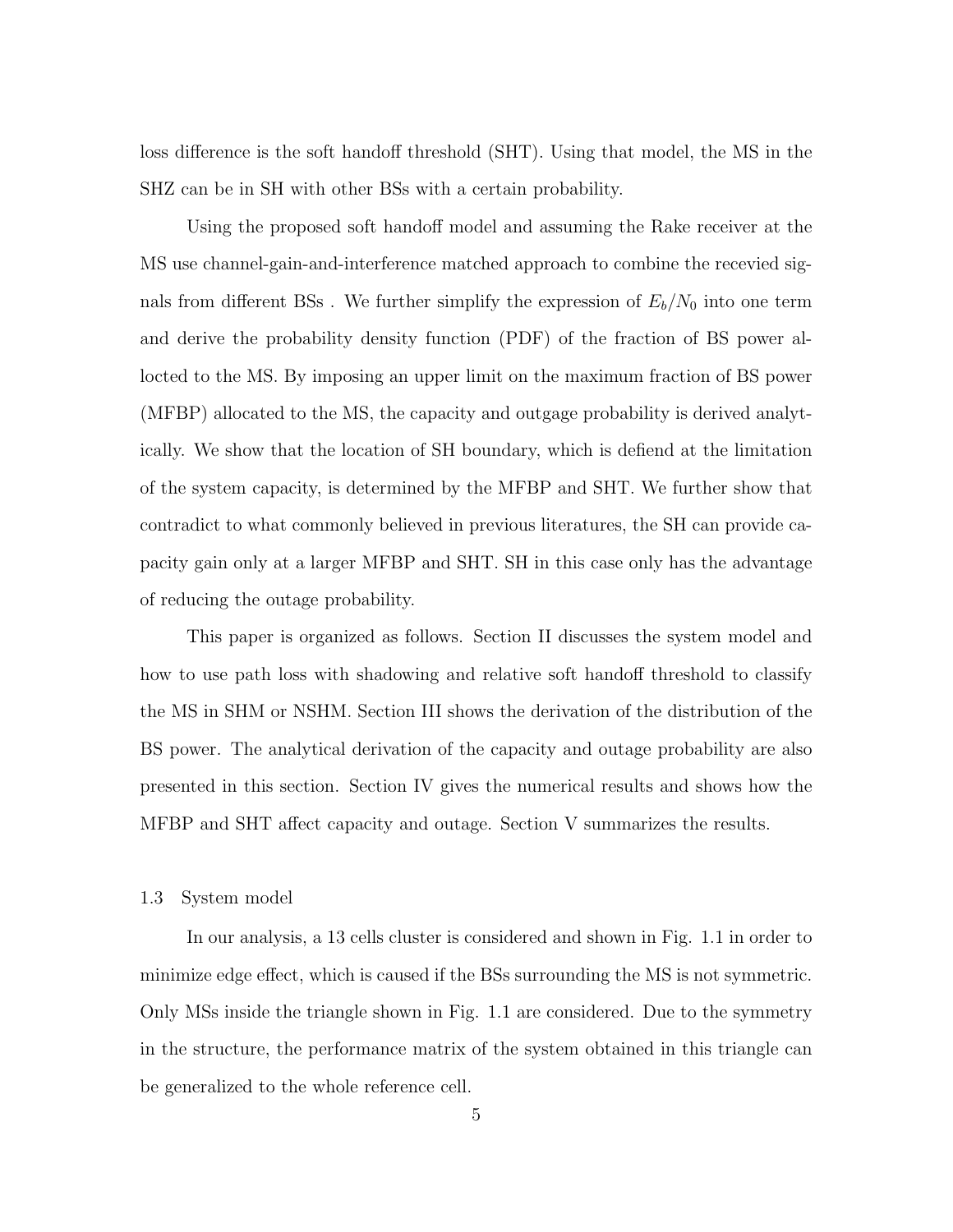loss difference is the soft handoff threshold (SHT). Using that model, the MS in the SHZ can be in SH with other BSs with a certain probability.

Using the proposed soft handoff model and assuming the Rake receiver at the MS use channel-gain-and-interference matched approach to combine the recevied signals from different BSs . We further simplify the expression of $E_b/N_0$ into one term and derive the probability density function (PDF) of the fraction of BS power allocted to the MS. By imposing an upper limit on the maximum fraction of BS power (MFBP) allocated to the MS, the capacity and outgage probability is derived analytically. We show that the location of SH boundary, which is defiend at the limitation of the system capacity, is determined by the MFBP and SHT. We further show that contradict to what commonly believed in previous literatures, the SH can provide capacity gain only at a larger MFBP and SHT. SH in this case only has the advantage of reducing the outage probability.

This paper is organized as follows. Section II discusses the system model and how to use path loss with shadowing and relative soft handoff threshold to classify the MS in SHM or NSHM. Section III shows the derivation of the distribution of the BS power. The analytical derivation of the capacity and outage probability are also presented in this section. Section IV gives the numerical results and shows how the MFBP and SHT affect capacity and outage. Section V summarizes the results.

### 1.3 System model

In our analysis, a 13 cells cluster is considered and shown in Fig. 1.1 in order to minimize edge effect, which is caused if the BSs surrounding the MS is not symmetric. Only MSs inside the triangle shown in Fig. 1.1 are considered. Due to the symmetry in the structure, the performance matrix of the system obtained in this triangle can be generalized to the whole reference cell.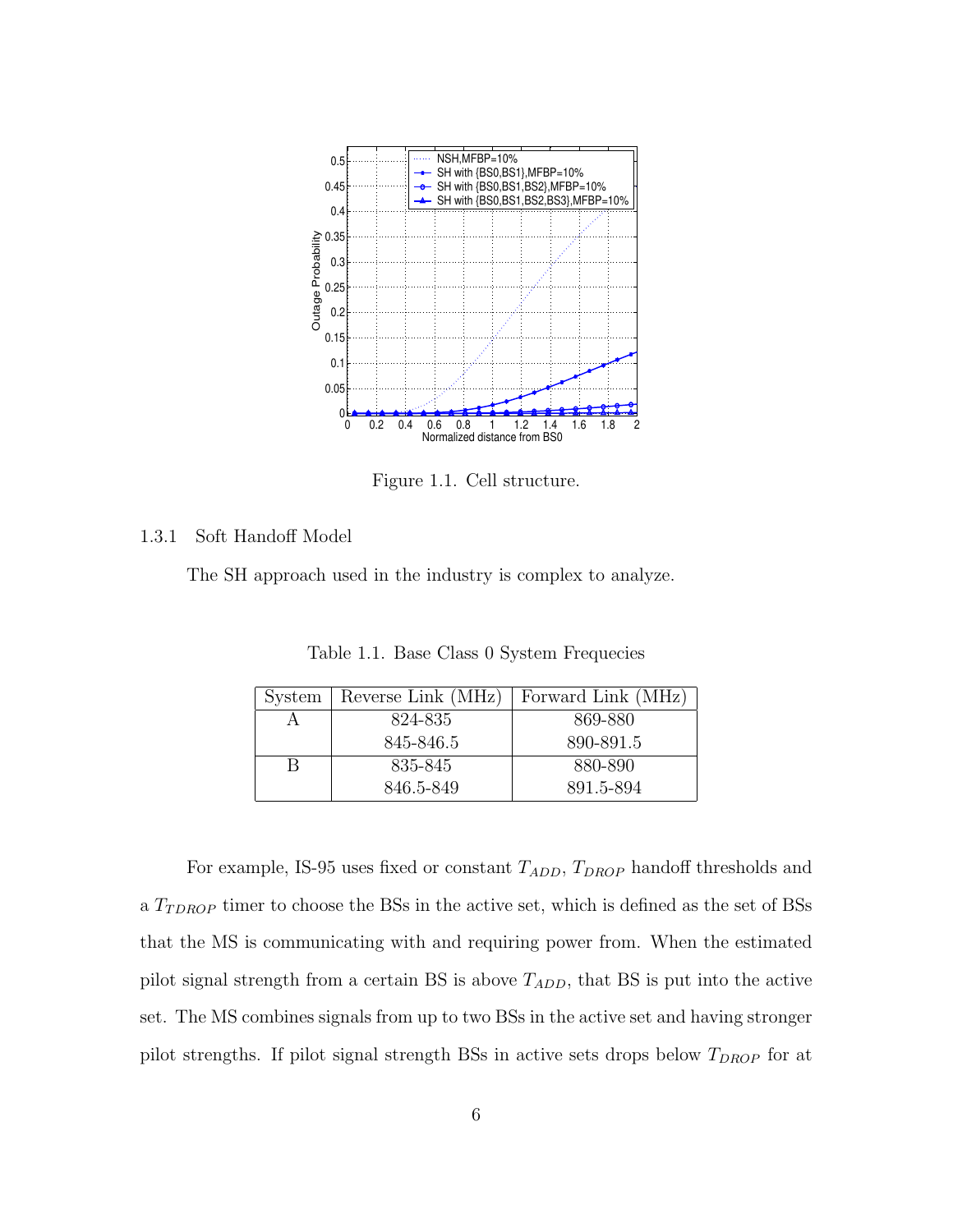Figure 1.1. Cell structure.

### 1.3.1 Soft Handoff Model

The SH approach used in the industry is complex to analyze.

Table 1.1. Base Class 0 System Frequecies

| System | Reverse Link (MHz) | Forward Link (MHz) |
|---|---|---|
| A | 824-835 | 869-880 |
| | 845-846.5 | 890-891.5 |
| B | 835-845 | 880-890 |
| | 846.5-849 | 891.5-894 |

For example, IS-95 uses fixed or constant $T_{ADD}$, $T_{DROP}$ handoff thresholds and a $T_{TDROP}$ timer to choose the BSs in the active set, which is defined as the set of BSs that the MS is communicating with and requiring power from. When the estimated pilot signal strength from a certain BS is above $T_{ADD}$, that BS is put into the active set. The MS combines signals from up to two BSs in the active set and having stronger pilot strengths. If pilot signal strength BSs in active sets drops below $T_{DROP}$ for at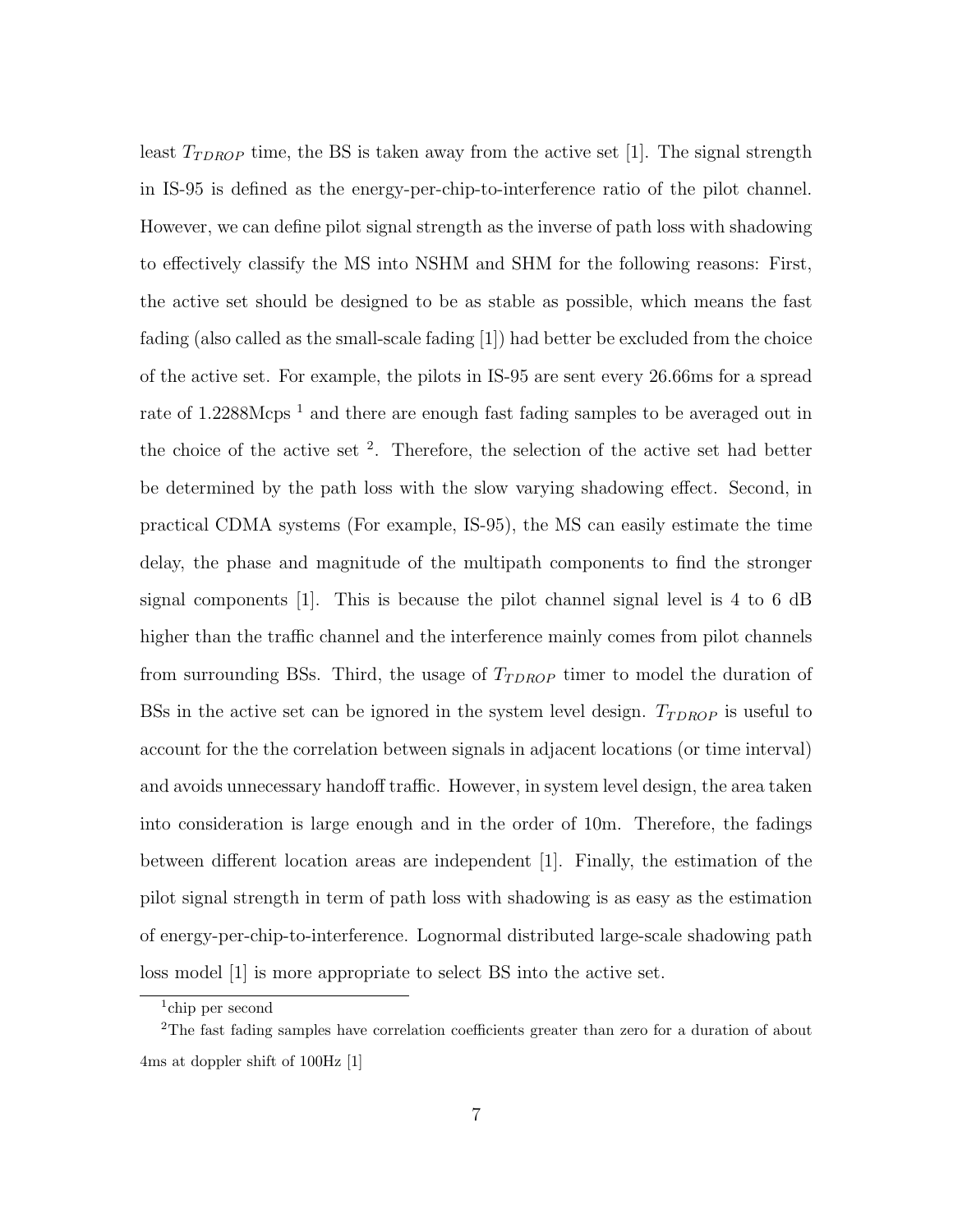least $T_{TDROP}$ time, the BS is taken away from the active set [1]. The signal strength in IS-95 is defined as the energy-per-chip-to-interference ratio of the pilot channel. However, we can define pilot signal strength as the inverse of path loss with shadowing to effectively classify the MS into NSHM and SHM for the following reasons: First, the active set should be designed to be as stable as possible, which means the fast fading (also called as the small-scale fading [1]) had better be excluded from the choice of the active set. For example, the pilots in IS-95 are sent every 26.66ms for a spread rate of 1.2288Mcps [1] and there are enough fast fading samples to be averaged out in the choice of the active set [2]. Therefore, the selection of the active set had better be determined by the path loss with the slow varying shadowing effect. Second, in practical CDMA systems (For example, IS-95), the MS can easily estimate the time delay, the phase and magnitude of the multipath components to find the stronger signal components [1]. This is because the pilot channel signal level is 4 to 6 dB higher than the traffic channel and the interference mainly comes from pilot channels from surrounding BSs. Third, the usage of $T_{TDROP}$ timer to model the duration of BSs in the active set can be ignored in the system level design. $T_{TDROP}$ is useful to account for the the correlation between signals in adjacent locations (or time interval) and avoids unnecessary handoff traffic. However, in system level design, the area taken into consideration is large enough and in the order of 10m. Therefore, the fadings between different location areas are independent [1]. Finally, the estimation of the pilot signal strength in term of path loss with shadowing is as easy as the estimation of energy-per-chip-to-interference. Lognormal distributed large-scale shadowing path loss model [1] is more appropriate to select BS into the active set.

---

[1] chip per second

[2] The fast fading samples have correlation coefficients greater than zero for a duration of about 4ms at doppler shift of 100Hz [1]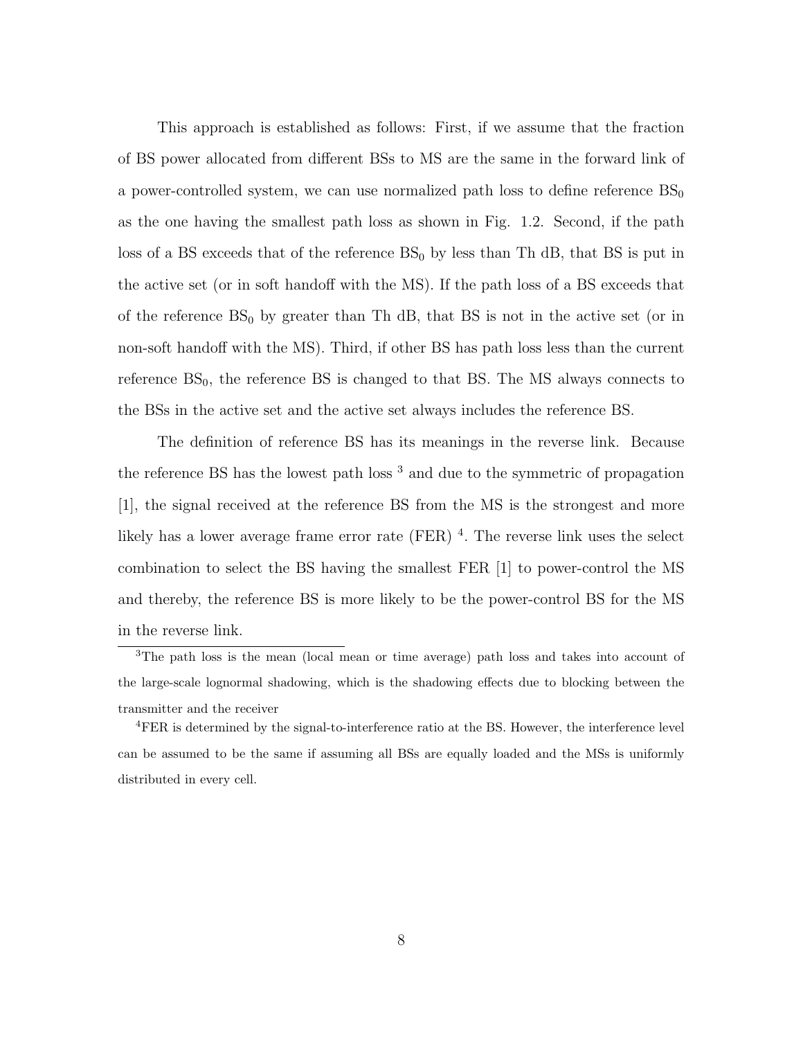This approach is established as follows: First, if we assume that the fraction of BS power allocated from different BSs to MS are the same in the forward link of a power-controlled system, we can use normalized path loss to define reference $BS_0$ as the one having the smallest path loss as shown in Fig. 1.2. Second, if the path loss of a BS exceeds that of the reference $BS_0$ by less than Th dB, that BS is put in the active set (or in soft handoff with the MS). If the path loss of a BS exceeds that of the reference $BS_0$ by greater than Th dB, that BS is not in the active set (or in non-soft handoff with the MS). Third, if other BS has path loss less than the current reference $BS_0$, the reference BS is changed to that BS. The MS always connects to the BSs in the active set and the active set always includes the reference BS.

The definition of reference BS has its meanings in the reverse link. Because the reference BS has the lowest path loss [3] and due to the symmetric of propagation [1], the signal received at the reference BS from the MS is the strongest and more likely has a lower average frame error rate (FER) [4]. The reverse link uses the select combination to select the BS having the smallest FER [1] to power-control the MS and thereby, the reference BS is more likely to be the power-control BS for the MS in the reverse link.

[3]The path loss is the mean (local mean or time average) path loss and takes into account of the large-scale lognormal shadowing, which is the shadowing effects due to blocking between the transmitter and the receiver

[4]FER is determined by the signal-to-interference ratio at the BS. However, the interference level can be assumed to be the same if assuming all BSs are equally loaded and the MSs is uniformly distributed in every cell.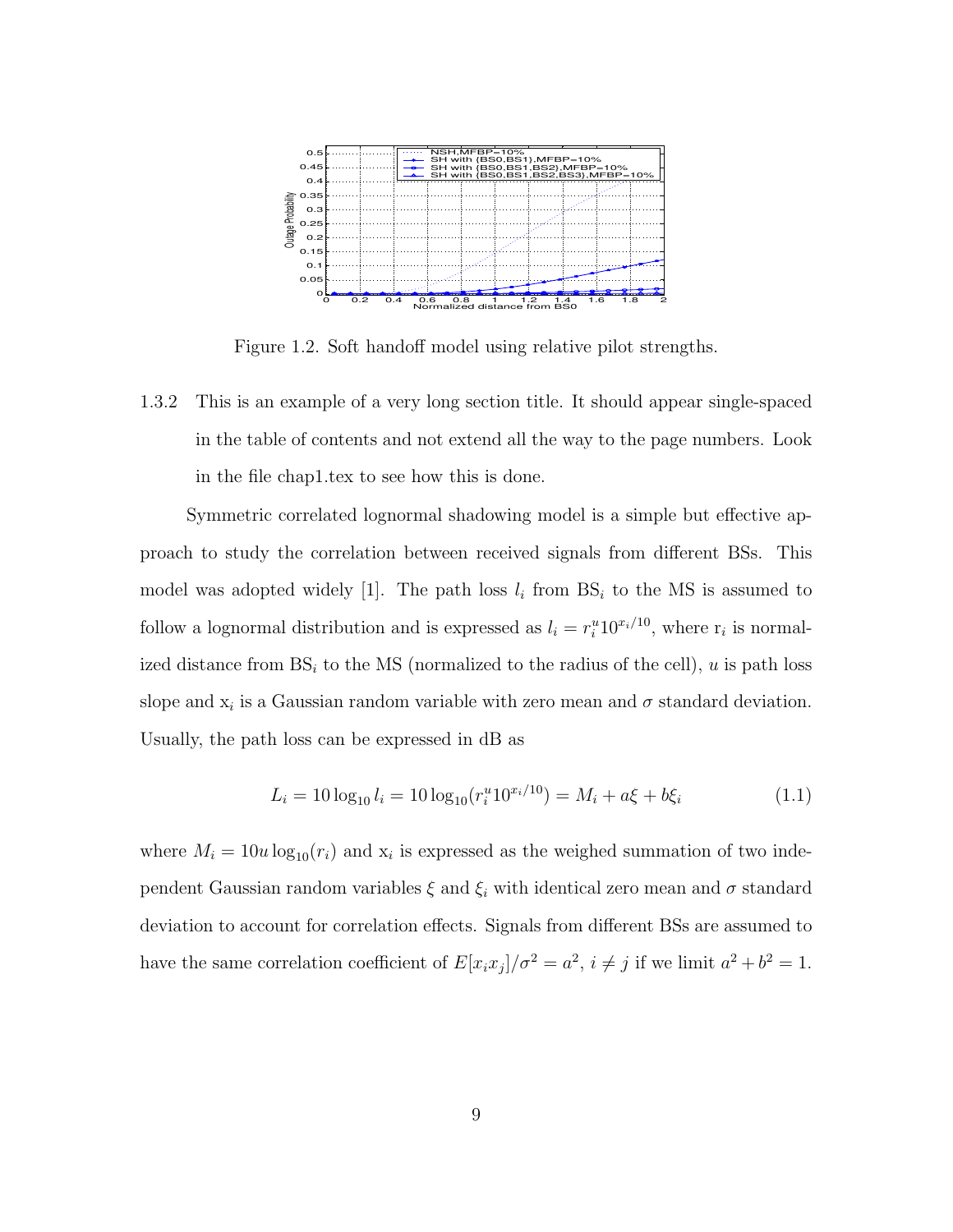Figure 1.2. Soft handoff model using relative pilot strengths.

### 1.3.2 This is an example of a very long section title. It should appear single-spaced in the table of contents and not extend all the way to the page numbers. Look in the file chap1.tex to see how this is done.

Symmetric correlated lognormal shadowing model is a simple but effective approach to study the correlation between received signals from different BSs. This model was adopted widely [1]. The path loss $l_i$ from $\mathrm{BS}_i$ to the MS is assumed to follow a lognormal distribution and is expressed as $l_i = r_i^u 10^{x_i/10}$, where $\mathrm{r}_i$ is normalized distance from $\mathrm{BS}_i$ to the MS (normalized to the radius of the cell), $u$ is path loss slope and $\mathrm{x}_i$ is a Gaussian random variable with zero mean and $\sigma$ standard deviation. Usually, the path loss can be expressed in dB as

$$L_i = 10\log_{10} l_i = 10\log_{10}(r_i^u 10^{x_i/10}) = M_i + a\xi + b\xi_i \tag{1.1}$$

where $M_i = 10u\log_{10}(r_i)$ and $\mathrm{x}_i$ is expressed as the weighed summation of two independent Gaussian random variables $\xi$ and $\xi_i$ with identical zero mean and $\sigma$ standard deviation to account for correlation effects. Signals from different BSs are assumed to have the same correlation coefficient of $E[x_i x_j]/\sigma^2 = a^2$, $i \neq j$ if we limit $a^2 + b^2 = 1$.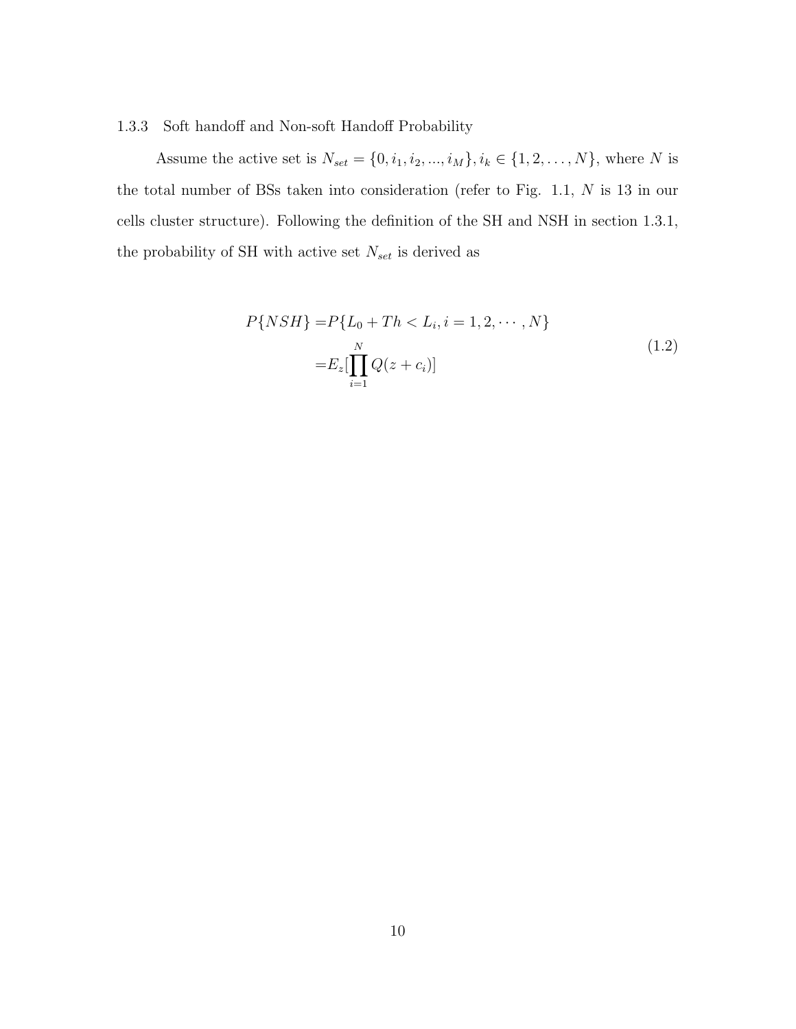### 1.3.3 Soft handoff and Non-soft Handoff Probability

Assume the active set is $N_{set} = \{0, i_1, i_2, ..., i_M\}, i_k \in \{1, 2, \ldots, N\}$, where $N$ is the total number of BSs taken into consideration (refer to Fig. 1.1, $N$ is 13 in our cells cluster structure). Following the definition of the SH and NSH in section 1.3.1, the probability of SH with active set $N_{set}$ is derived as

$$
\begin{aligned}
P\{NSH\} =& P\{L_0 + Th < L_i, i = 1, 2, \cdots, N\} \\
=& E_z[\prod_{i=1}^{N} Q(z + c_i)]
\end{aligned}
\tag{1.2}
$$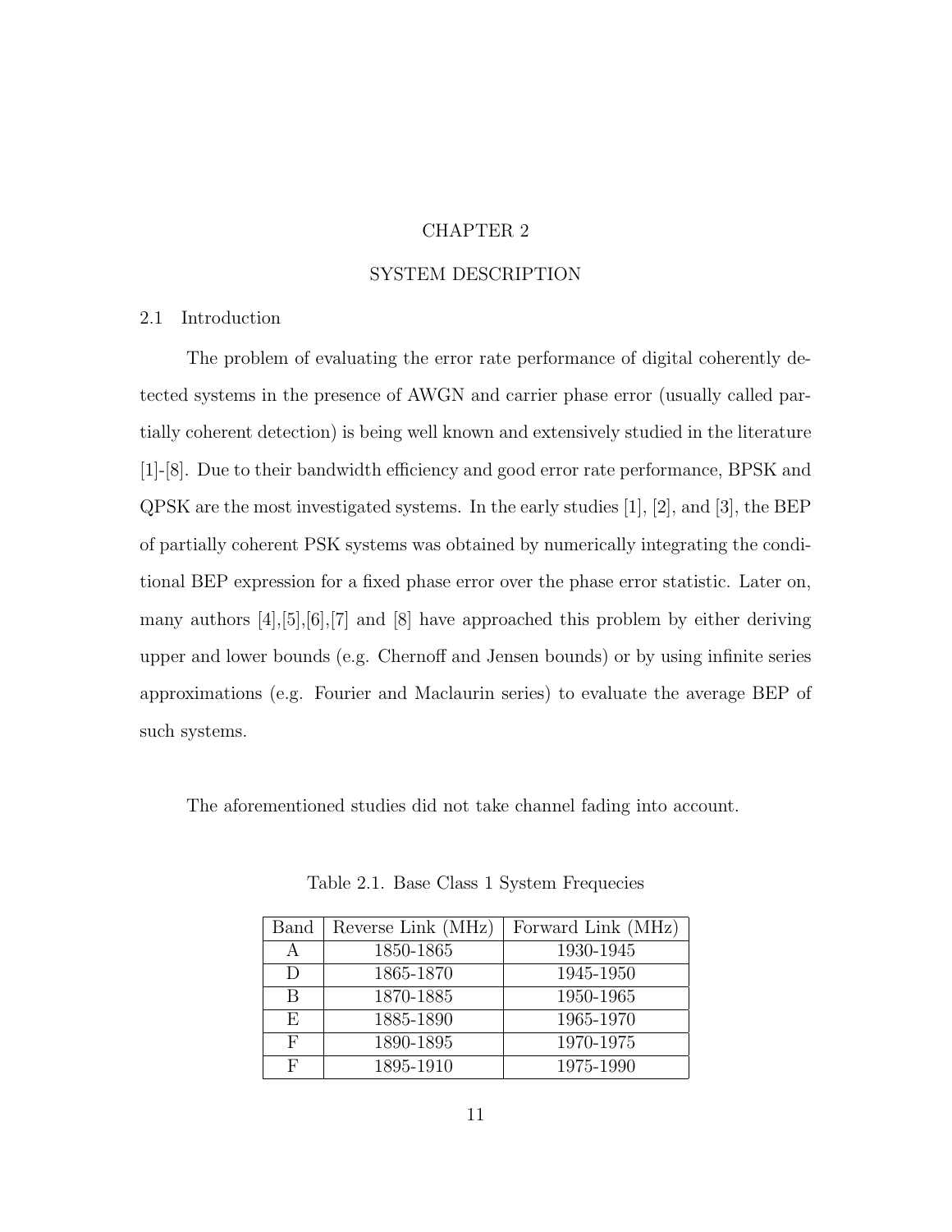# CHAPTER 2

# SYSTEM DESCRIPTION

## 2.1 Introduction

The problem of evaluating the error rate performance of digital coherently detected systems in the presence of AWGN and carrier phase error (usually called partially coherent detection) is being well known and extensively studied in the literature [1]-[8]. Due to their bandwidth efficiency and good error rate performance, BPSK and QPSK are the most investigated systems. In the early studies [1], [2], and [3], the BEP of partially coherent PSK systems was obtained by numerically integrating the conditional BEP expression for a fixed phase error over the phase error statistic. Later on, many authors [4],[5],[6],[7] and [8] have approached this problem by either deriving upper and lower bounds (e.g. Chernoff and Jensen bounds) or by using infinite series approximations (e.g. Fourier and Maclaurin series) to evaluate the average BEP of such systems.

The aforementioned studies did not take channel fading into account.

Table 2.1. Base Class 1 System Frequecies

| Band | Reverse Link (MHz) | Forward Link (MHz) |
|---|---|---|
| A | 1850-1865 | 1930-1945 |
| D | 1865-1870 | 1945-1950 |
| B | 1870-1885 | 1950-1965 |
| E | 1885-1890 | 1965-1970 |
| F | 1890-1895 | 1970-1975 |
| F | 1895-1910 | 1975-1990 |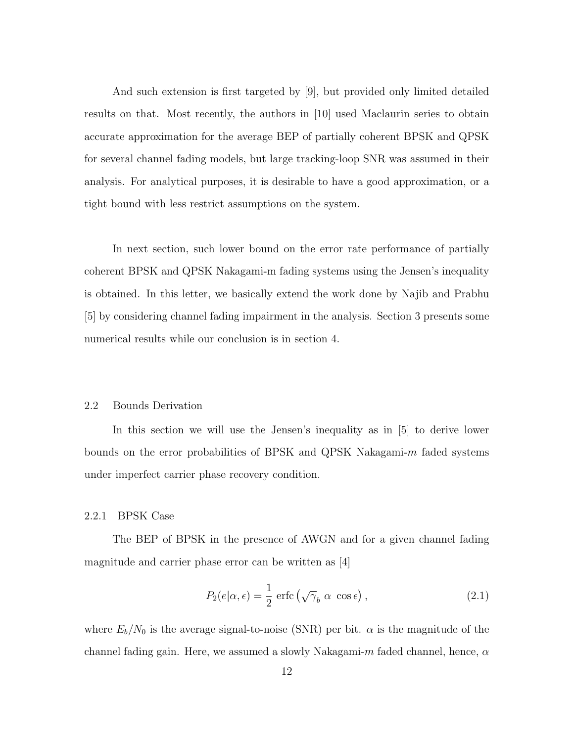And such extension is first targeted by [9], but provided only limited detailed results on that. Most recently, the authors in [10] used Maclaurin series to obtain accurate approximation for the average BEP of partially coherent BPSK and QPSK for several channel fading models, but large tracking-loop SNR was assumed in their analysis. For analytical purposes, it is desirable to have a good approximation, or a tight bound with less restrict assumptions on the system.

In next section, such lower bound on the error rate performance of partially coherent BPSK and QPSK Nakagami-m fading systems using the Jensen's inequality is obtained. In this letter, we basically extend the work done by Najib and Prabhu [5] by considering channel fading impairment in the analysis. Section 3 presents some numerical results while our conclusion is in section 4.

### 2.2 Bounds Derivation

In this section we will use the Jensen's inequality as in [5] to derive lower bounds on the error probabilities of BPSK and QPSK Nakagami-$m$ faded systems under imperfect carrier phase recovery condition.

#### 2.2.1 BPSK Case

The BEP of BPSK in the presence of AWGN and for a given channel fading magnitude and carrier phase error can be written as [4]

$$P_2(e|\alpha, \epsilon) = \frac{1}{2}\ \text{erfc}\left(\sqrt{\gamma_b}\ \alpha\ \cos\epsilon\right), \tag{2.1}$$

where $E_b/N_0$ is the average signal-to-noise (SNR) per bit. $\alpha$ is the magnitude of the channel fading gain. Here, we assumed a slowly Nakagami-$m$ faded channel, hence, $\alpha$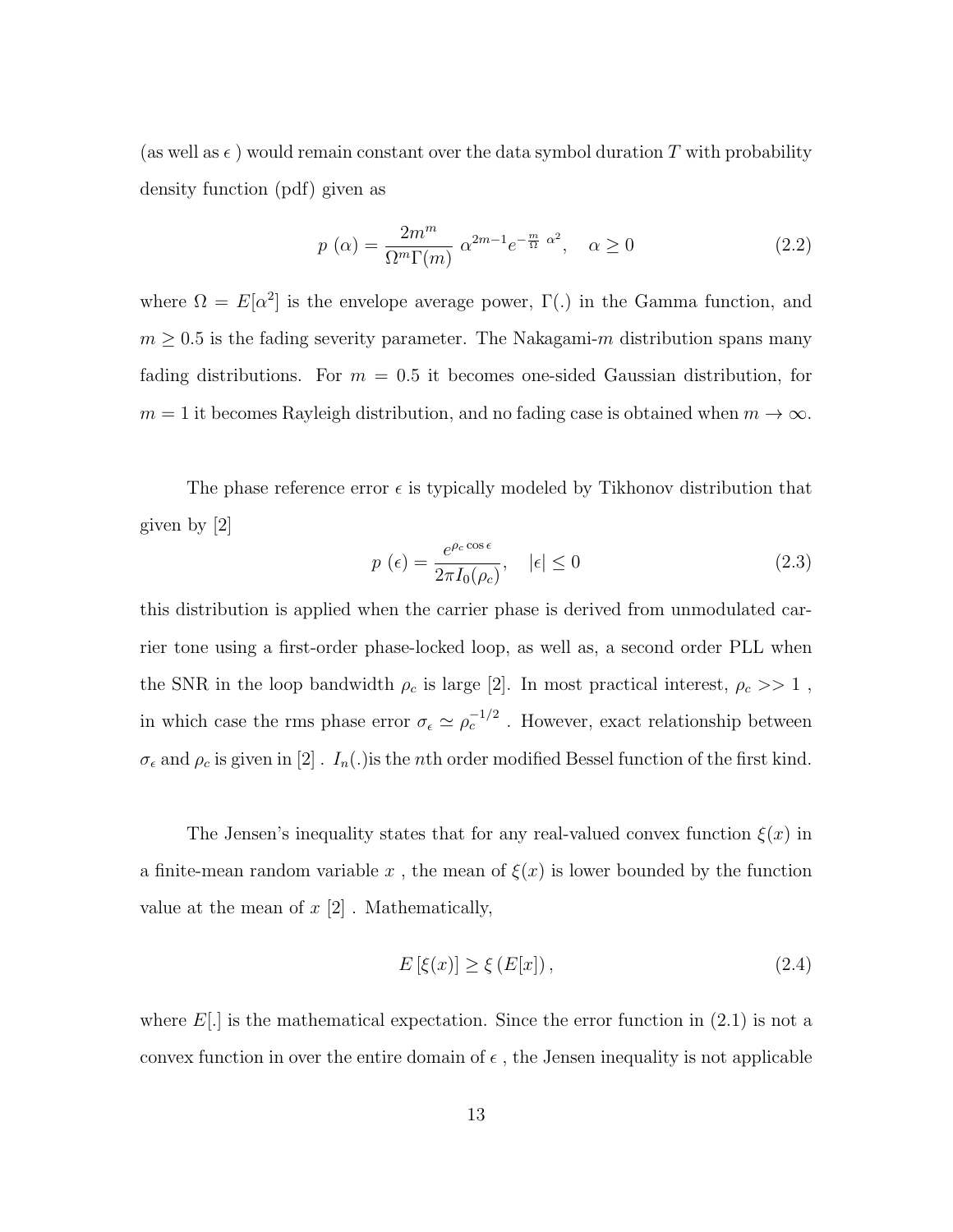(as well as $\epsilon$ ) would remain constant over the data symbol duration $T$ with probability density function (pdf) given as

$$p\ (\alpha) = \frac{2m^m}{\Omega^m \Gamma(m)}\ \alpha^{2m-1} e^{-\frac{m}{\Omega}\ \alpha^2}, \quad \alpha \geq 0 \tag{2.2}$$

where $\Omega = E[\alpha^2]$ is the envelope average power, $\Gamma(.)$ in the Gamma function, and $m \geq 0.5$ is the fading severity parameter. The Nakagami-$m$ distribution spans many fading distributions. For $m = 0.5$ it becomes one-sided Gaussian distribution, for $m = 1$ it becomes Rayleigh distribution, and no fading case is obtained when $m \rightarrow \infty$.

The phase reference error $\epsilon$ is typically modeled by Tikhonov distribution that given by [2]

$$p\ (\epsilon) = \frac{e^{\rho_c \cos \epsilon}}{2\pi I_0(\rho_c)}, \quad |\epsilon| \leq 0 \tag{2.3}$$

this distribution is applied when the carrier phase is derived from unmodulated carrier tone using a first-order phase-locked loop, as well as, a second order PLL when the SNR in the loop bandwidth $\rho_c$ is large [2]. In most practical interest, $\rho_c >> 1$ , in which case the rms phase error $\sigma_\epsilon \simeq \rho_c^{-1/2}$ . However, exact relationship between $\sigma_\epsilon$ and $\rho_c$ is given in [2] . $I_n(.)$is the $n$th order modified Bessel function of the first kind.

The Jensen's inequality states that for any real-valued convex function $\xi(x)$ in a finite-mean random variable $x$ , the mean of $\xi(x)$ is lower bounded by the function value at the mean of $x$ [2] . Mathematically,

$$E\left[\xi(x)\right] \geq \xi\left(E[x]\right), \tag{2.4}$$

where $E[.]$ is the mathematical expectation. Since the error function in (2.1) is not a convex function in over the entire domain of $\epsilon$ , the Jensen inequality is not applicable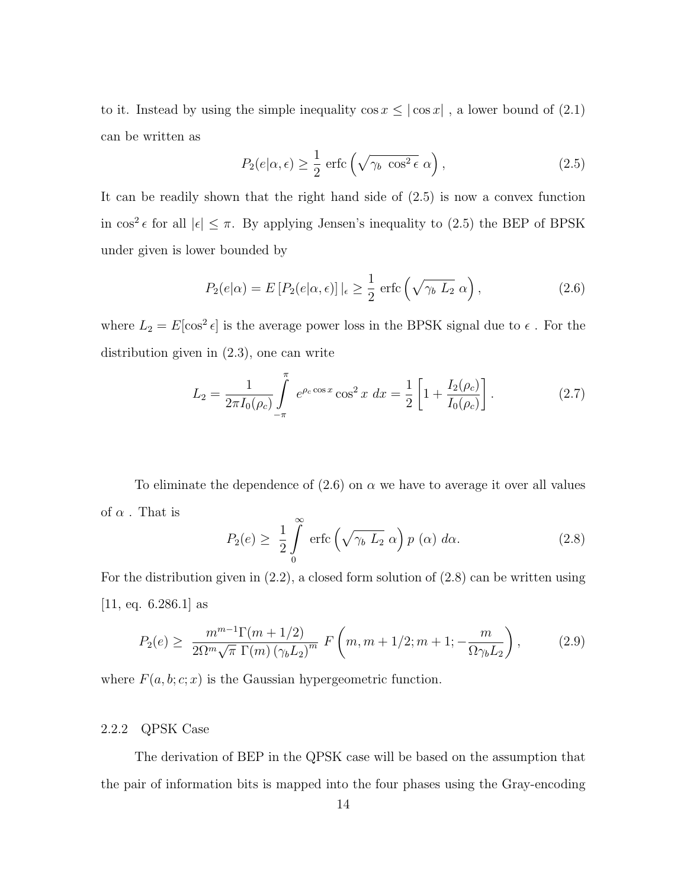to it. Instead by using the simple inequality $\cos x \leq |\cos x|$ , a lower bound of (2.1) can be written as

$$P_2(e|\alpha, \epsilon) \geq \frac{1}{2} \text{ erfc}\left(\sqrt{\gamma_b \ \cos^2 \epsilon} \ \alpha\right), \tag{2.5}$$

It can be readily shown that the right hand side of (2.5) is now a convex function in $\cos^2 \epsilon$ for all $|\epsilon| \leq \pi$. By applying Jensen's inequality to (2.5) the BEP of BPSK under given is lower bounded by

$$P_2(e|\alpha) = E\left[P_2(e|\alpha, \epsilon)\right]|_\epsilon \geq \frac{1}{2} \text{ erfc}\left(\sqrt{\gamma_b \ L_2} \ \alpha\right), \tag{2.6}$$

where $L_2 = E[\cos^2 \epsilon]$ is the average power loss in the BPSK signal due to $\epsilon$ . For the distribution given in (2.3), one can write

$$L_2 = \frac{1}{2\pi I_0(\rho_c)} \int_{-\pi}^{\pi} e^{\rho_c \cos x} \cos^2 x \ dx = \frac{1}{2}\left[1 + \frac{I_2(\rho_c)}{I_0(\rho_c)}\right]. \tag{2.7}$$

To eliminate the dependence of (2.6) on $\alpha$ we have to average it over all values of $\alpha$ . That is

$$P_2(e) \geq \frac{1}{2} \int_0^\infty \text{ erfc}\left(\sqrt{\gamma_b \ L_2} \ \alpha\right) p\ (\alpha) \ d\alpha. \tag{2.8}$$

For the distribution given in (2.2), a closed form solution of (2.8) can be written using [11, eq. 6.286.1] as

$$P_2(e) \geq \frac{m^{m-1}\Gamma(m + 1/2)}{2\Omega^m \sqrt{\pi} \ \Gamma(m) \left(\gamma_b L_2\right)^m} \ F\left(m, m + 1/2; m + 1; -\frac{m}{\Omega \gamma_b L_2}\right), \tag{2.9}$$

where $F(a, b; c; x)$ is the Gaussian hypergeometric function.

### 2.2.2 QPSK Case

The derivation of BEP in the QPSK case will be based on the assumption that the pair of information bits is mapped into the four phases using the Gray-encoding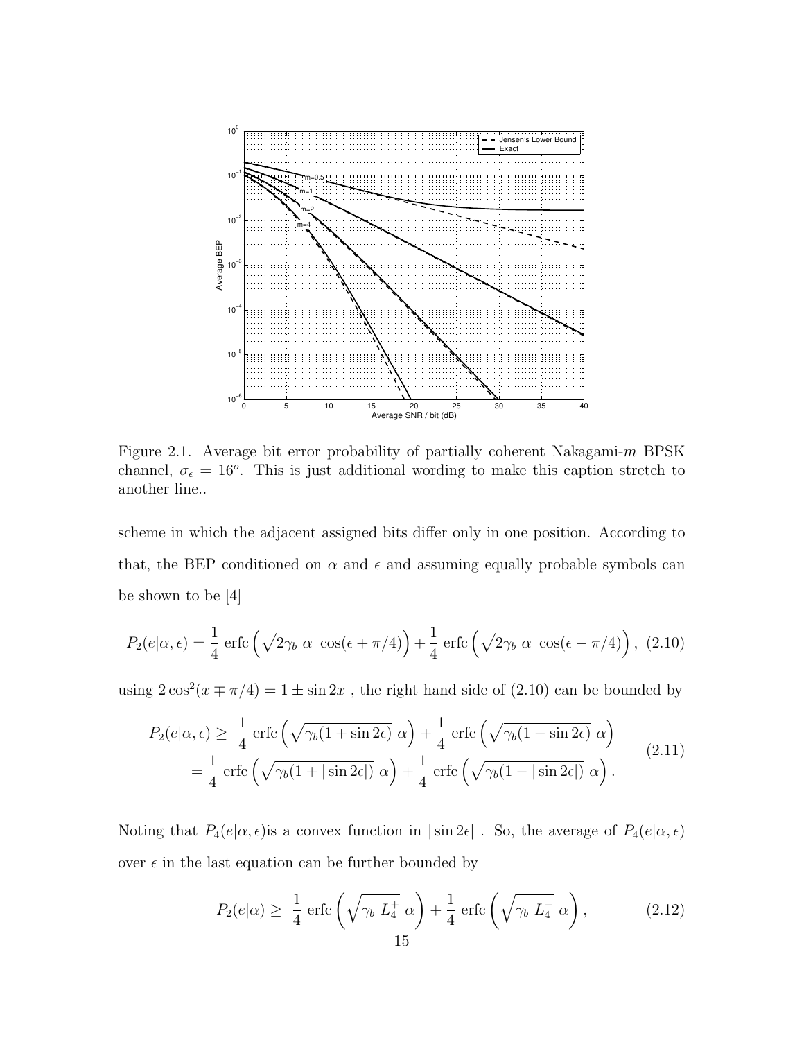Figure 2.1. Average bit error probability of partially coherent Nakagami-$m$ BPSK channel, $\sigma_\epsilon = 16^o$. This is just additional wording to make this caption stretch to another line..

scheme in which the adjacent assigned bits differ only in one position. According to that, the BEP conditioned on $\alpha$ and $\epsilon$ and assuming equally probable symbols can be shown to be [4]

$$P_2(e|\alpha,\epsilon) = \frac{1}{4}\,\mathrm{erfc}\left(\sqrt{2\gamma_b}\ \alpha\ \cos(\epsilon+\pi/4)\right) + \frac{1}{4}\,\mathrm{erfc}\left(\sqrt{2\gamma_b}\ \alpha\ \cos(\epsilon-\pi/4)\right), \quad (2.10)$$

using $2\cos^2(x \mp \pi/4) = 1 \pm \sin 2x$ , the right hand side of (2.10) can be bounded by

$$\begin{aligned} P_2(e|\alpha,\epsilon) \geq\ & \frac{1}{4}\,\mathrm{erfc}\left(\sqrt{\gamma_b(1+\sin 2\epsilon)}\ \alpha\right) + \frac{1}{4}\,\mathrm{erfc}\left(\sqrt{\gamma_b(1-\sin 2\epsilon)}\ \alpha\right) \\ =\ & \frac{1}{4}\,\mathrm{erfc}\left(\sqrt{\gamma_b(1+|\sin 2\epsilon|)}\ \alpha\right) + \frac{1}{4}\,\mathrm{erfc}\left(\sqrt{\gamma_b(1-|\sin 2\epsilon|)}\ \alpha\right). \end{aligned} \quad (2.11)$$

Noting that $P_4(e|\alpha,\epsilon)$is a convex function in $|\sin 2\epsilon|$ . So, the average of $P_4(e|\alpha,\epsilon)$ over $\epsilon$ in the last equation can be further bounded by

$$P_2(e|\alpha) \geq\ \frac{1}{4}\,\mathrm{erfc}\left(\sqrt{\gamma_b\ L_4^+}\ \alpha\right) + \frac{1}{4}\,\mathrm{erfc}\left(\sqrt{\gamma_b\ L_4^-}\ \alpha\right), \quad (2.12)$$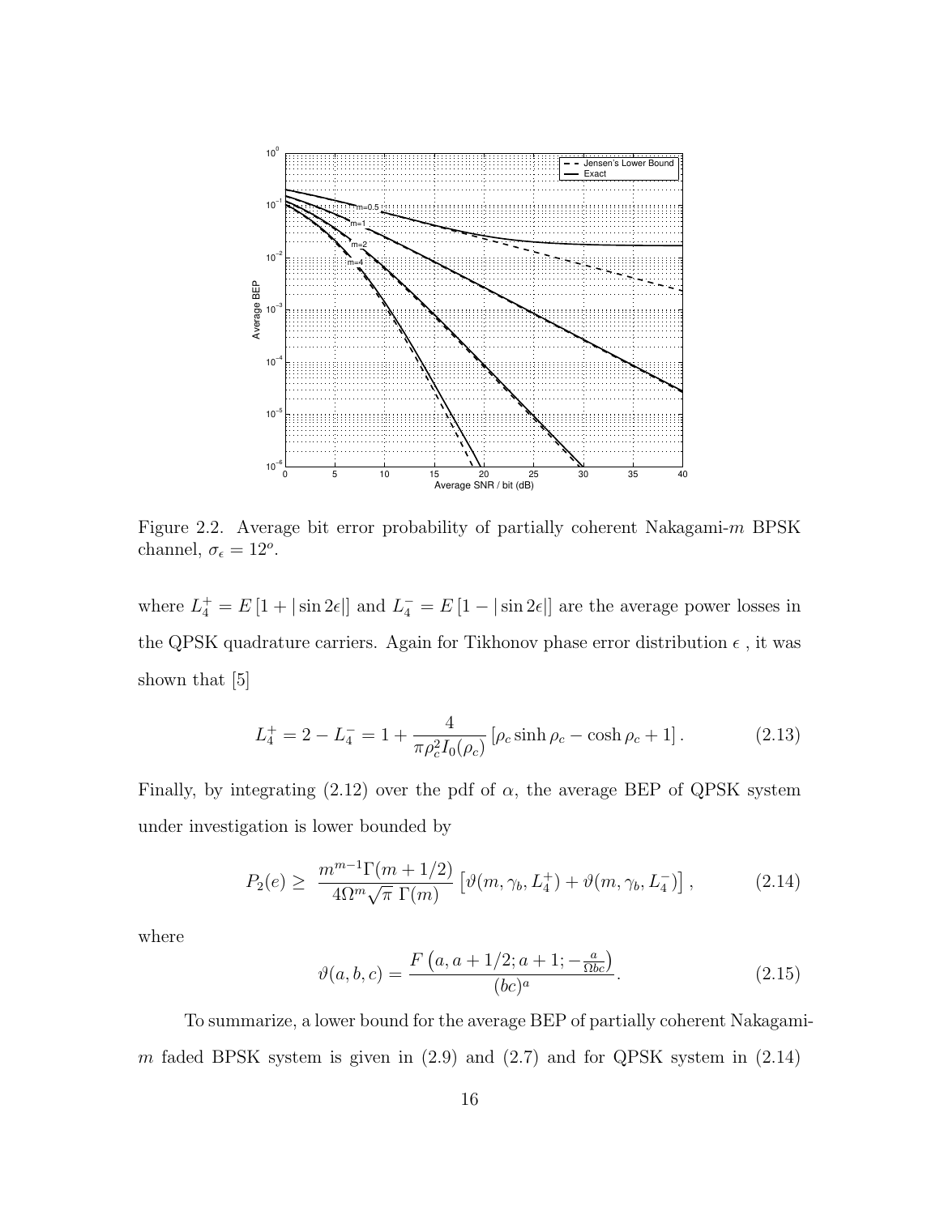Figure 2.2. Average bit error probability of partially coherent Nakagami-$m$ BPSK channel, $\sigma_\epsilon = 12^o$.

where $L_4^+ = E\left[1 + |\sin 2\epsilon|\right]$ and $L_4^- = E\left[1 - |\sin 2\epsilon|\right]$ are the average power losses in the QPSK quadrature carriers. Again for Tikhonov phase error distribution $\epsilon$ , it was shown that [5]

$$L_4^+ = 2 - L_4^- = 1 + \frac{4}{\pi \rho_c^2 I_0(\rho_c)}\left[\rho_c \sinh \rho_c - \cosh \rho_c + 1\right]. \tag{2.13}$$

Finally, by integrating (2.12) over the pdf of $\alpha$, the average BEP of QPSK system under investigation is lower bounded by

$$P_2(e) \geq \frac{m^{m-1}\Gamma(m+1/2)}{4\Omega^m \sqrt{\pi}\ \Gamma(m)}\left[\vartheta(m, \gamma_b, L_4^+) + \vartheta(m, \gamma_b, L_4^-)\right], \tag{2.14}$$

where

$$\vartheta(a, b, c) = \frac{F\left(a, a+1/2; a+1; -\frac{a}{\Omega bc}\right)}{(bc)^a}. \tag{2.15}$$

To summarize, a lower bound for the average BEP of partially coherent Nakagami-$m$ faded BPSK system is given in (2.9) and (2.7) and for QPSK system in (2.14)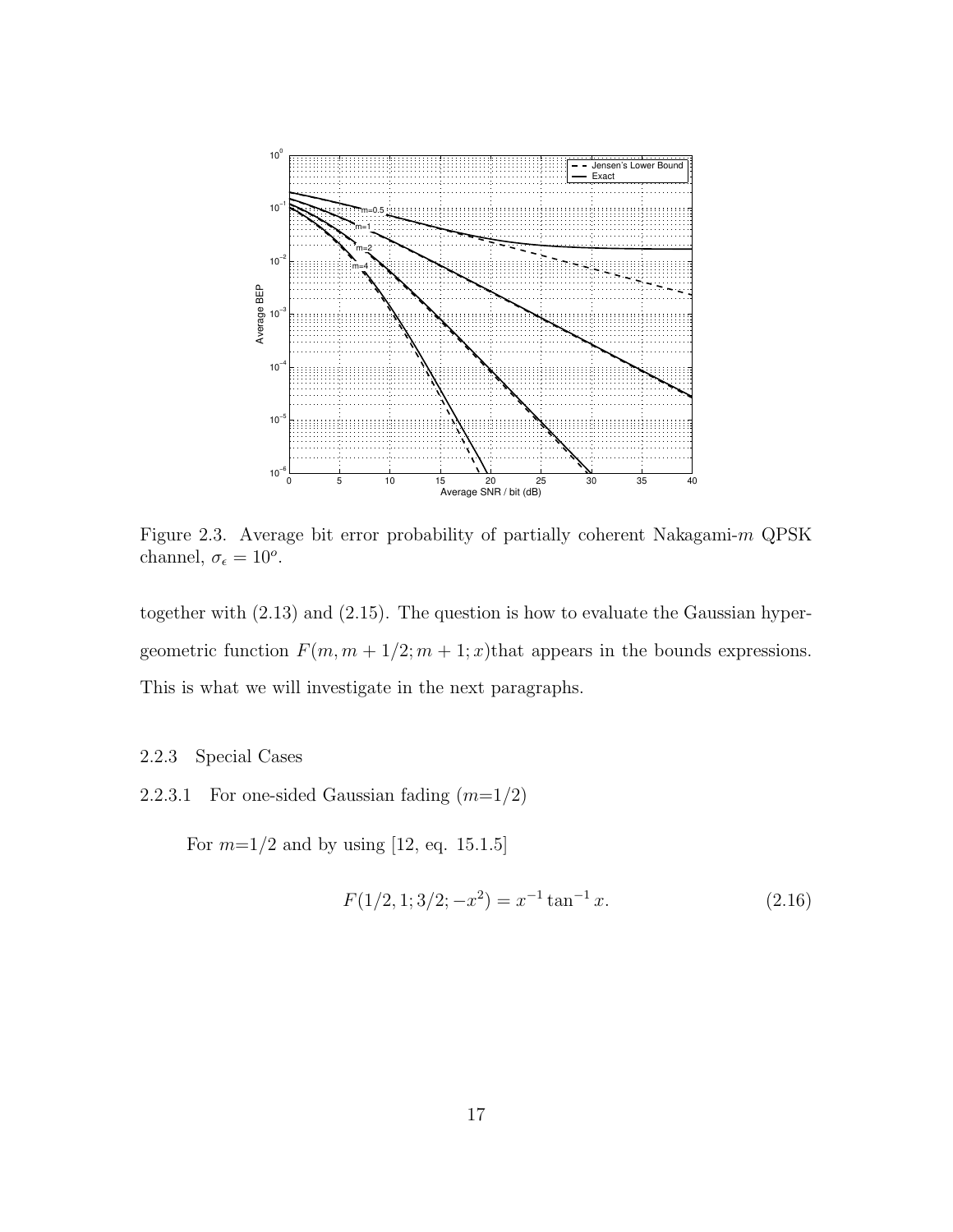Figure 2.3. Average bit error probability of partially coherent Nakagami-$m$ QPSK channel, $\sigma_\epsilon = 10^o$.

together with (2.13) and (2.15). The question is how to evaluate the Gaussian hypergeometric function $F(m, m+1/2; m+1; x)$that appears in the bounds expressions. This is what we will investigate in the next paragraphs.

### 2.2.3 Special Cases

#### 2.2.3.1 For one-sided Gaussian fading ($m$=1/2)

For $m$=1/2 and by using [12, eq. 15.1.5]

$$F(1/2, 1; 3/2; -x^2) = x^{-1} \tan^{-1} x. \tag{2.16}$$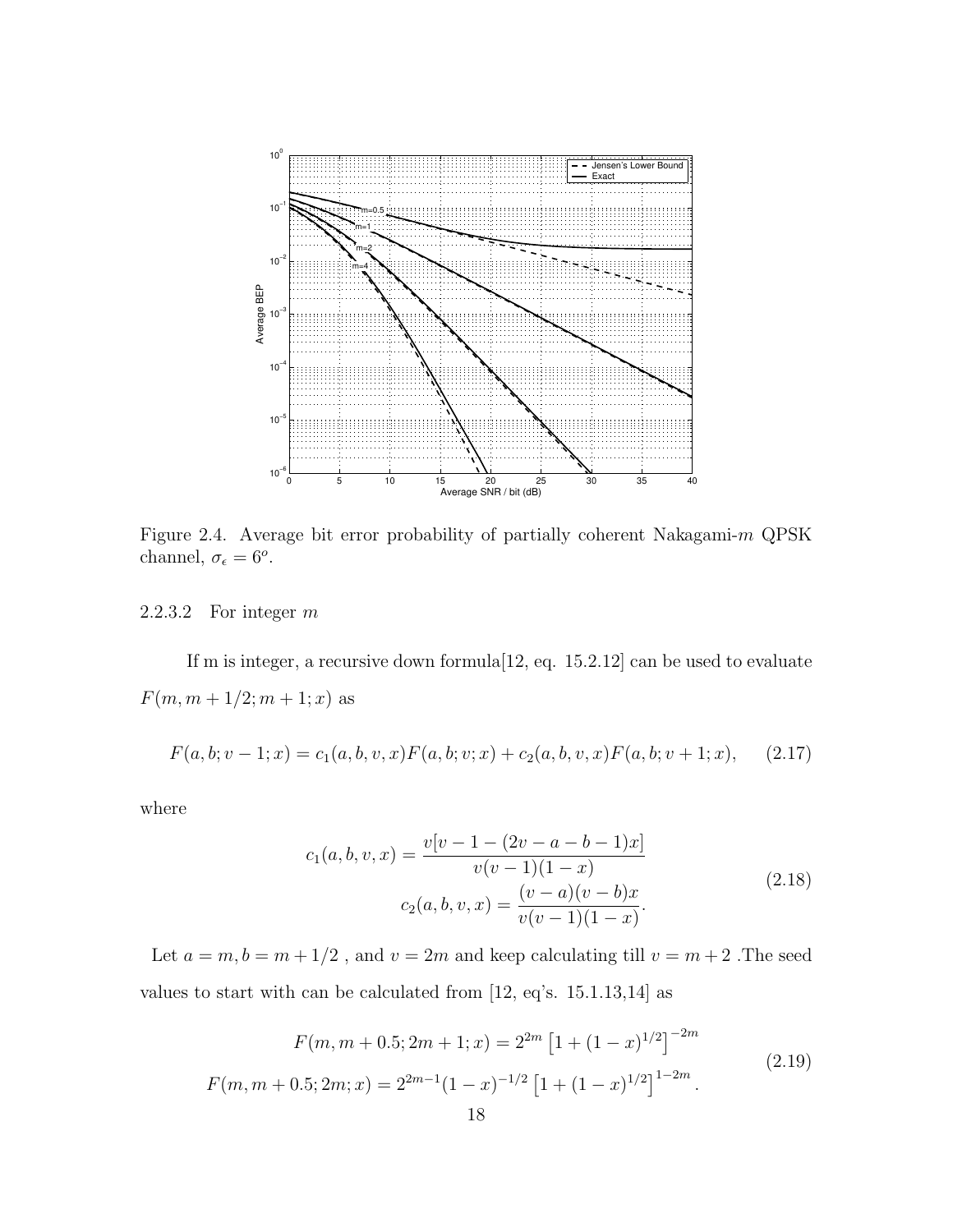Figure 2.4. Average bit error probability of partially coherent Nakagami-$m$ QPSK channel, $\sigma_\epsilon = 6^o$.

### 2.2.3.2 For integer $m$

If m is integer, a recursive down formula[12, eq. 15.2.12] can be used to evaluate $F(m, m+1/2; m+1; x)$ as

$$F(a, b; v-1; x) = c_1(a, b, v, x)F(a, b; v; x) + c_2(a, b, v, x)F(a, b; v+1; x), \qquad (2.17)$$

where

$$\begin{aligned} c_1(a, b, v, x) &= \frac{v[v-1-(2v-a-b-1)x]}{v(v-1)(1-x)} \\ c_2(a, b, v, x) &= \frac{(v-a)(v-b)x}{v(v-1)(1-x)}. \end{aligned} \qquad (2.18)$$

Let $a = m, b = m + 1/2$ , and $v = 2m$ and keep calculating till $v = m + 2$ .The seed values to start with can be calculated from [12, eq's. 15.1.13,14] as

$$\begin{aligned} F(m, m+0.5; 2m+1; x) &= 2^{2m}\left[1+(1-x)^{1/2}\right]^{-2m} \\ F(m, m+0.5; 2m; x) &= 2^{2m-1}(1-x)^{-1/2}\left[1+(1-x)^{1/2}\right]^{1-2m}. \end{aligned} \qquad (2.19)$$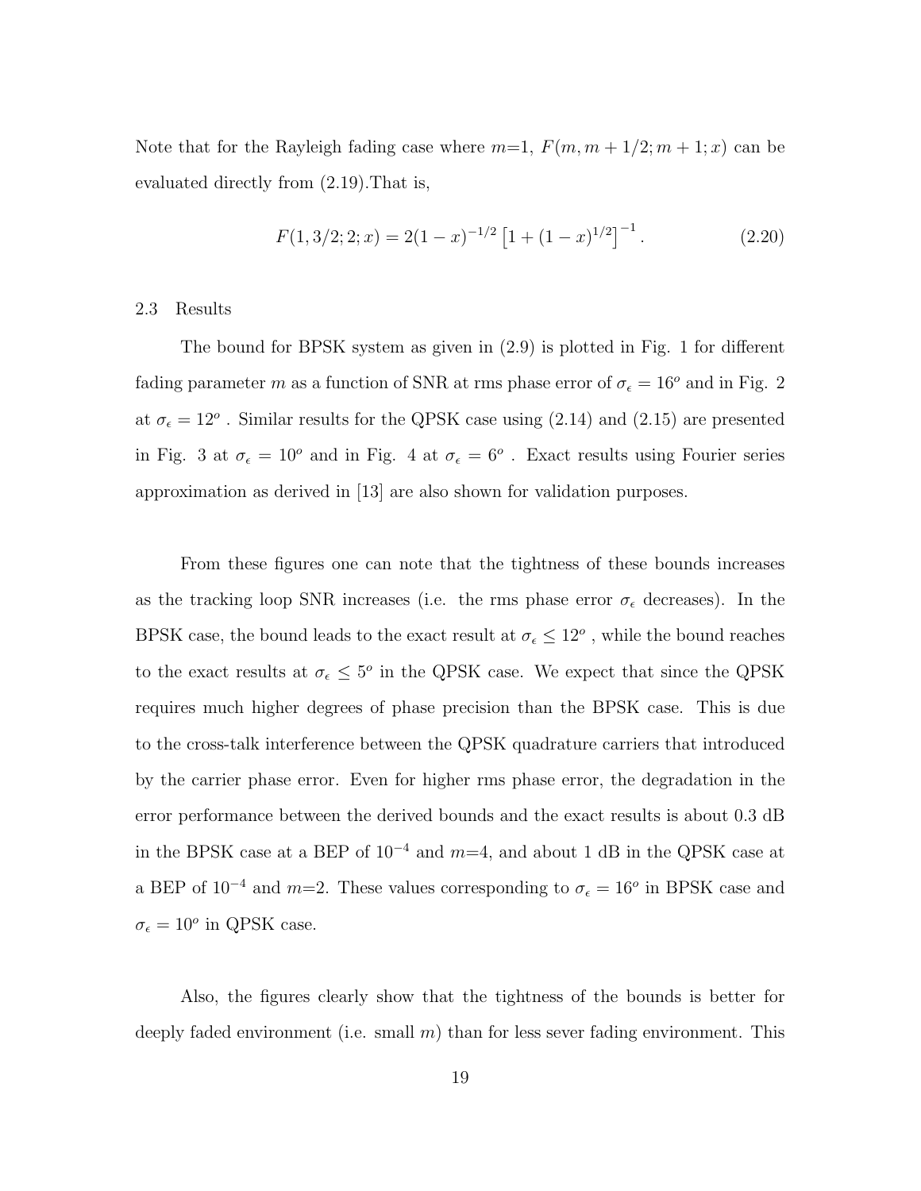Note that for the Rayleigh fading case where $m$=1, $F(m, m + 1/2; m + 1; x)$ can be evaluated directly from (2.19).That is,

$$F(1, 3/2; 2; x) = 2(1 - x)^{-1/2} \left[1 + (1 - x)^{1/2}\right]^{-1}. \tag{2.20}$$

## 2.3 Results

The bound for BPSK system as given in (2.9) is plotted in Fig. 1 for different fading parameter $m$ as a function of SNR at rms phase error of $\sigma_\epsilon = 16^o$ and in Fig. 2 at $\sigma_\epsilon = 12^o$ . Similar results for the QPSK case using (2.14) and (2.15) are presented in Fig. 3 at $\sigma_\epsilon = 10^o$ and in Fig. 4 at $\sigma_\epsilon = 6^o$ . Exact results using Fourier series approximation as derived in [13] are also shown for validation purposes.

From these figures one can note that the tightness of these bounds increases as the tracking loop SNR increases (i.e. the rms phase error $\sigma_\epsilon$ decreases). In the BPSK case, the bound leads to the exact result at $\sigma_\epsilon \leq 12^o$ , while the bound reaches to the exact results at $\sigma_\epsilon \leq 5^o$ in the QPSK case. We expect that since the QPSK requires much higher degrees of phase precision than the BPSK case. This is due to the cross-talk interference between the QPSK quadrature carriers that introduced by the carrier phase error. Even for higher rms phase error, the degradation in the error performance between the derived bounds and the exact results is about 0.3 dB in the BPSK case at a BEP of $10^{-4}$ and $m$=4, and about 1 dB in the QPSK case at a BEP of $10^{-4}$ and $m$=2. These values corresponding to $\sigma_\epsilon = 16^o$ in BPSK case and $\sigma_\epsilon = 10^o$ in QPSK case.

Also, the figures clearly show that the tightness of the bounds is better for deeply faded environment (i.e. small $m$) than for less sever fading environment. This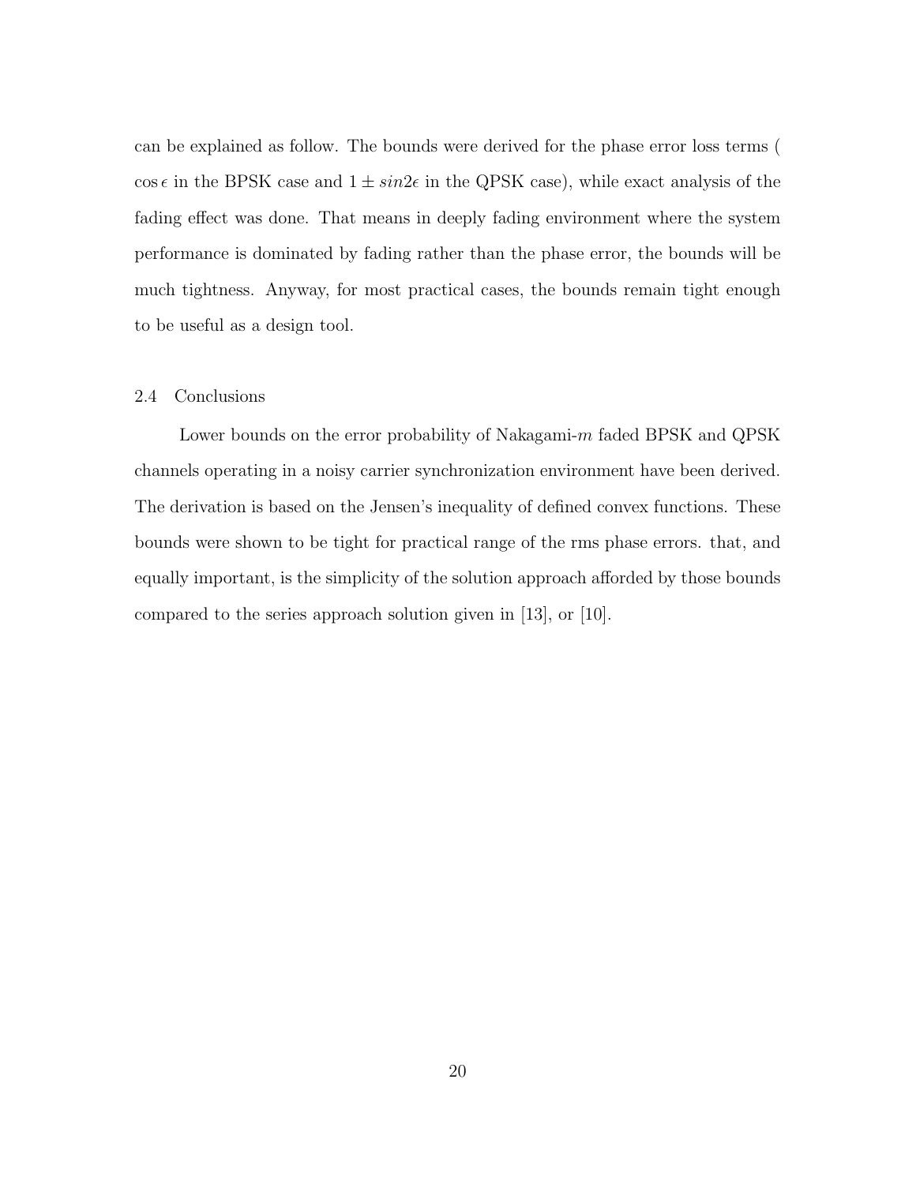can be explained as follow. The bounds were derived for the phase error loss terms ( $\cos\epsilon$ in the BPSK case and $1 \pm sin2\epsilon$ in the QPSK case), while exact analysis of the fading effect was done. That means in deeply fading environment where the system performance is dominated by fading rather than the phase error, the bounds will be much tightness. Anyway, for most practical cases, the bounds remain tight enough to be useful as a design tool.

## 2.4 Conclusions

Lower bounds on the error probability of Nakagami-$m$ faded BPSK and QPSK channels operating in a noisy carrier synchronization environment have been derived. The derivation is based on the Jensen's inequality of defined convex functions. These bounds were shown to be tight for practical range of the rms phase errors. that, and equally important, is the simplicity of the solution approach afforded by those bounds compared to the series approach solution given in [13], or [10].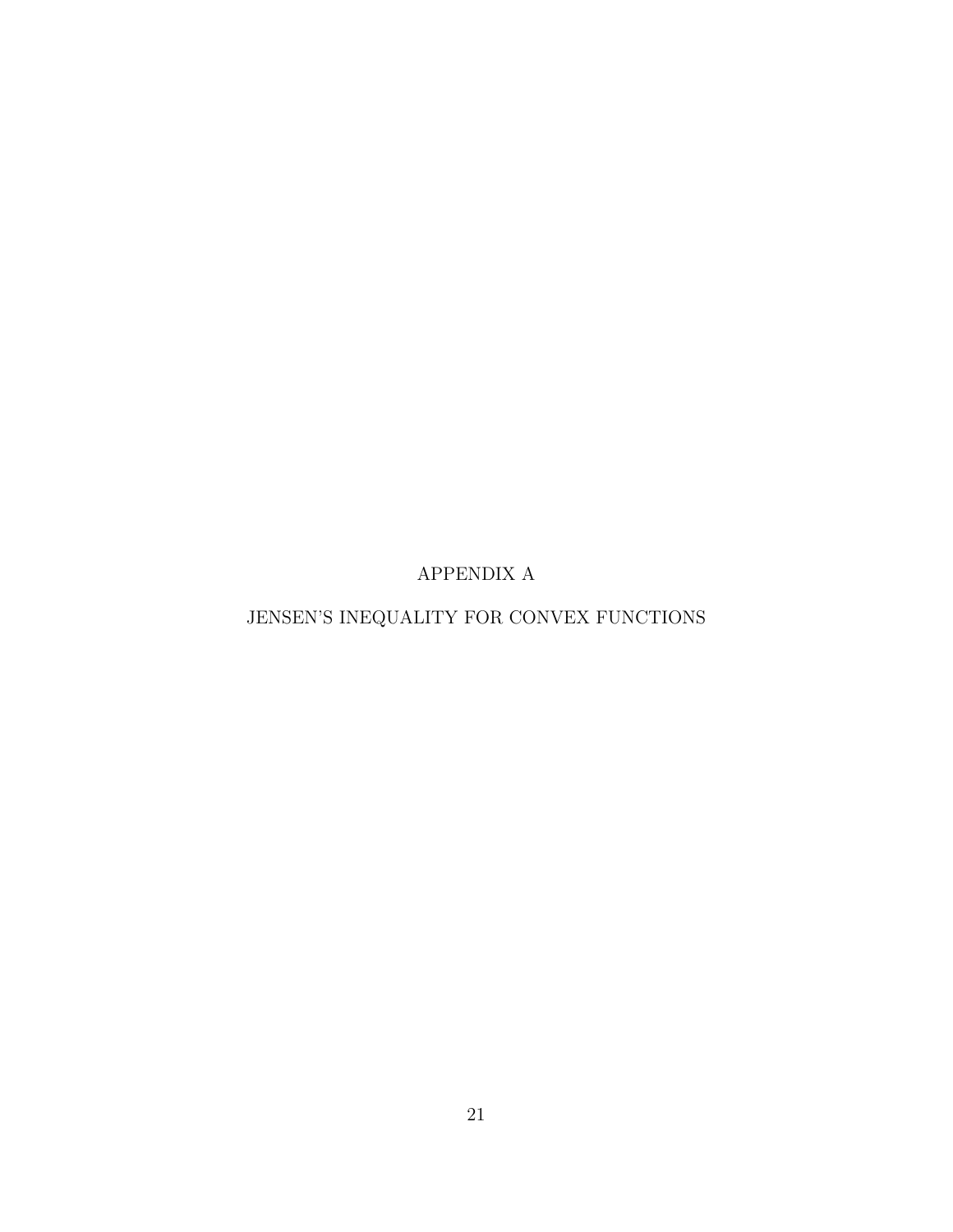# APPENDIX A

# JENSEN'S INEQUALITY FOR CONVEX FUNCTIONS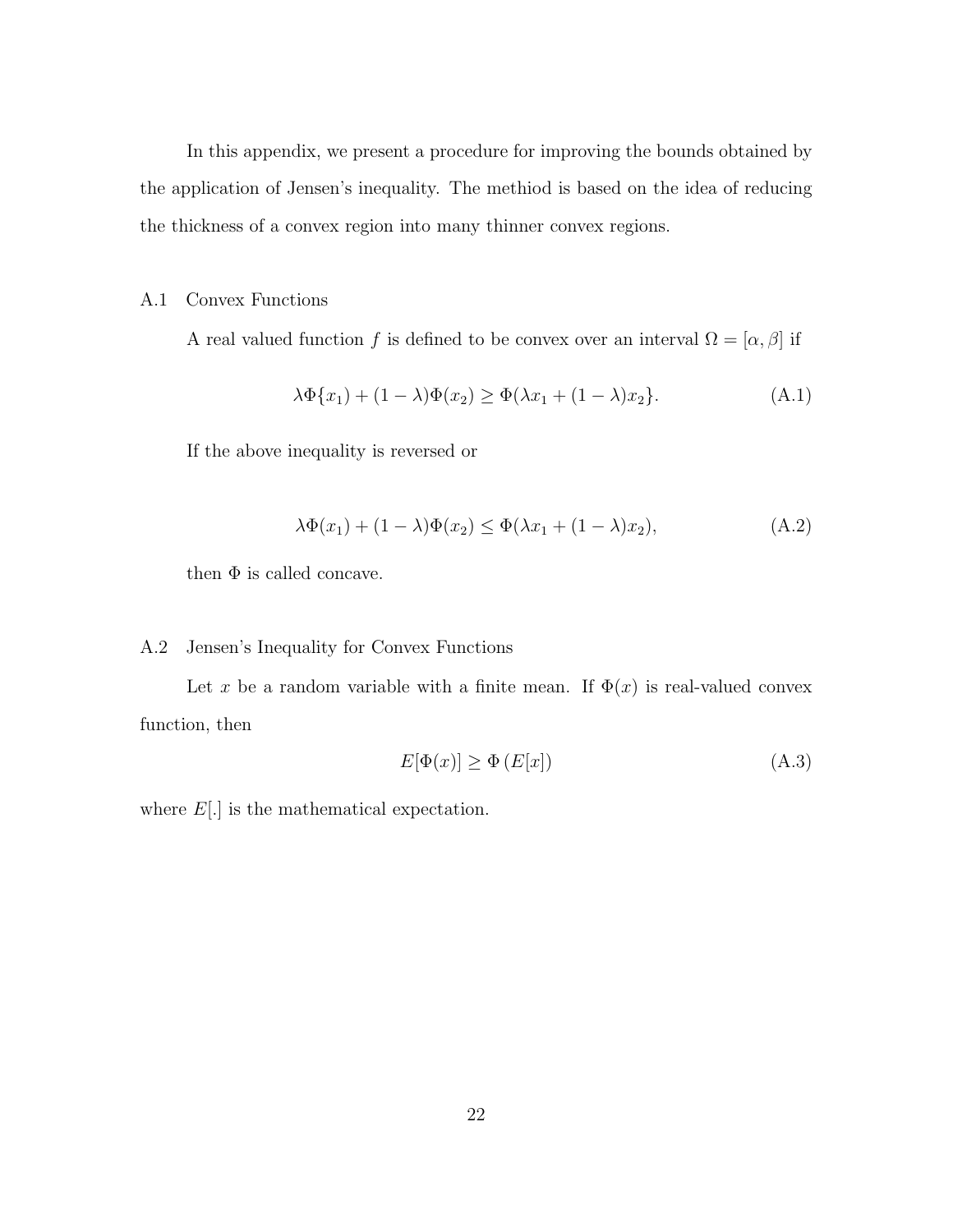In this appendix, we present a procedure for improving the bounds obtained by the application of Jensen's inequality. The methiod is based on the idea of reducing the thickness of a convex region into many thinner convex regions.

## A.1 Convex Functions

A real valued function $f$ is defined to be convex over an interval $\Omega = [\alpha, \beta]$ if

$$\lambda\Phi\{x_1) + (1-\lambda)\Phi(x_2) \geq \Phi(\lambda x_1 + (1-\lambda)x_2\}. \tag{A.1}$$

If the above inequality is reversed or

$$\lambda\Phi(x_1) + (1-\lambda)\Phi(x_2) \leq \Phi(\lambda x_1 + (1-\lambda)x_2), \tag{A.2}$$

then $\Phi$ is called concave.

## A.2 Jensen's Inequality for Convex Functions

Let $x$ be a random variable with a finite mean. If $\Phi(x)$ is real-valued convex function, then

$$E[\Phi(x)] \geq \Phi\left(E[x]\right) \tag{A.3}$$

where $E[.]$ is the mathematical expectation.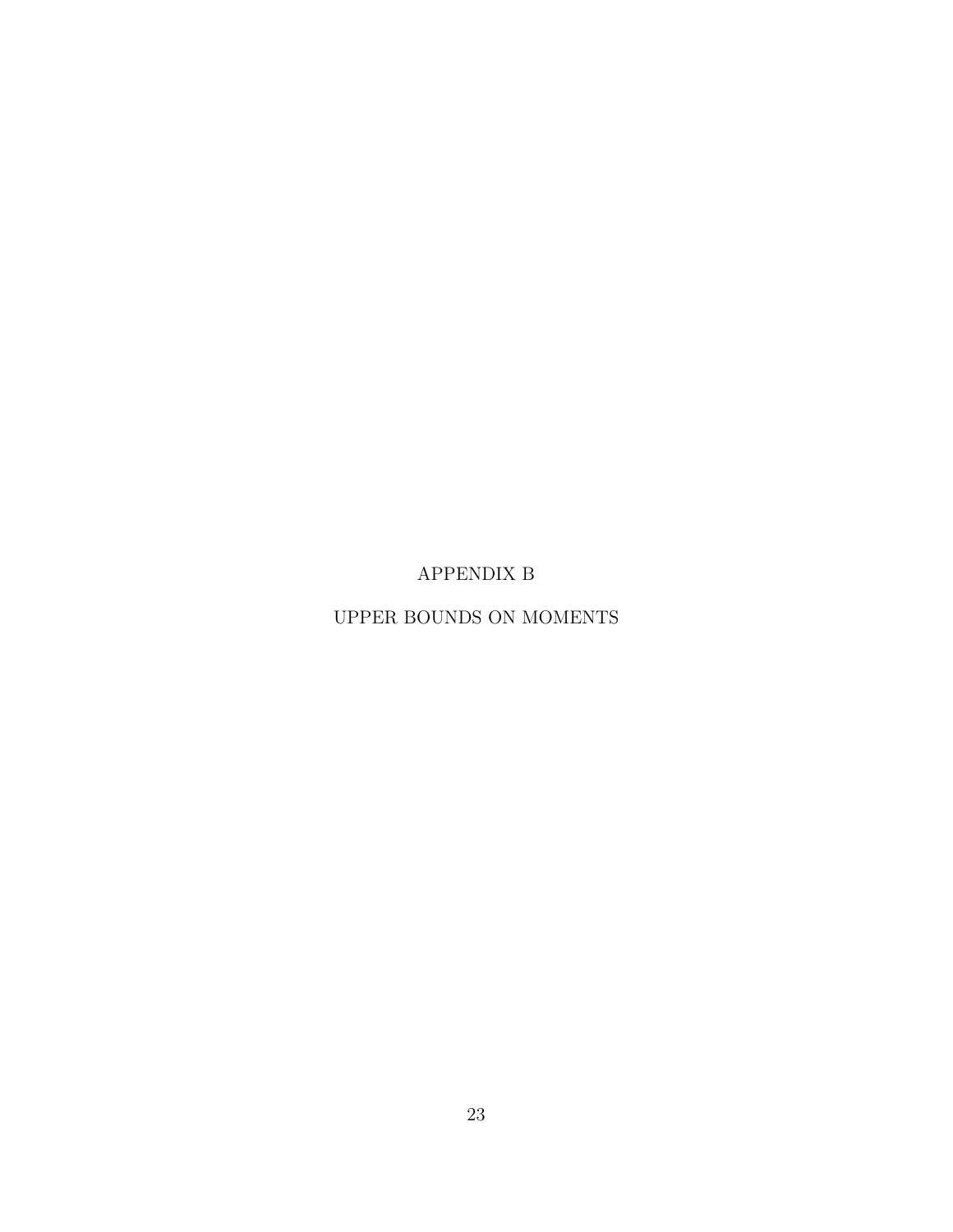# APPENDIX B

# UPPER BOUNDS ON MOMENTS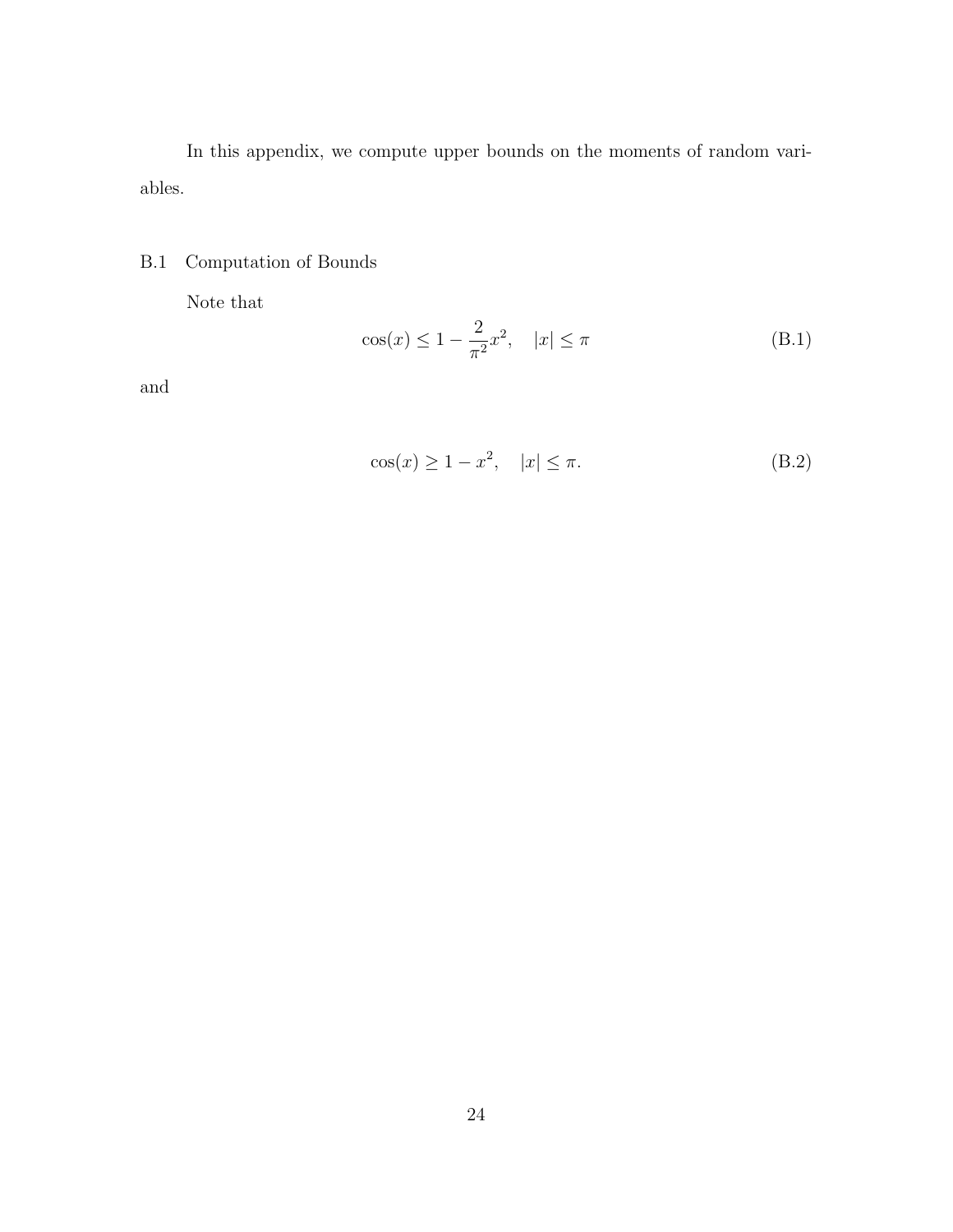In this appendix, we compute upper bounds on the moments of random variables.

## B.1 Computation of Bounds

Note that

$$\cos(x) \le 1 - \frac{2}{\pi^2}x^2, \quad |x| \le \pi \tag{B.1}$$

and

$$\cos(x) \ge 1 - x^2, \quad |x| \le \pi. \tag{B.2}$$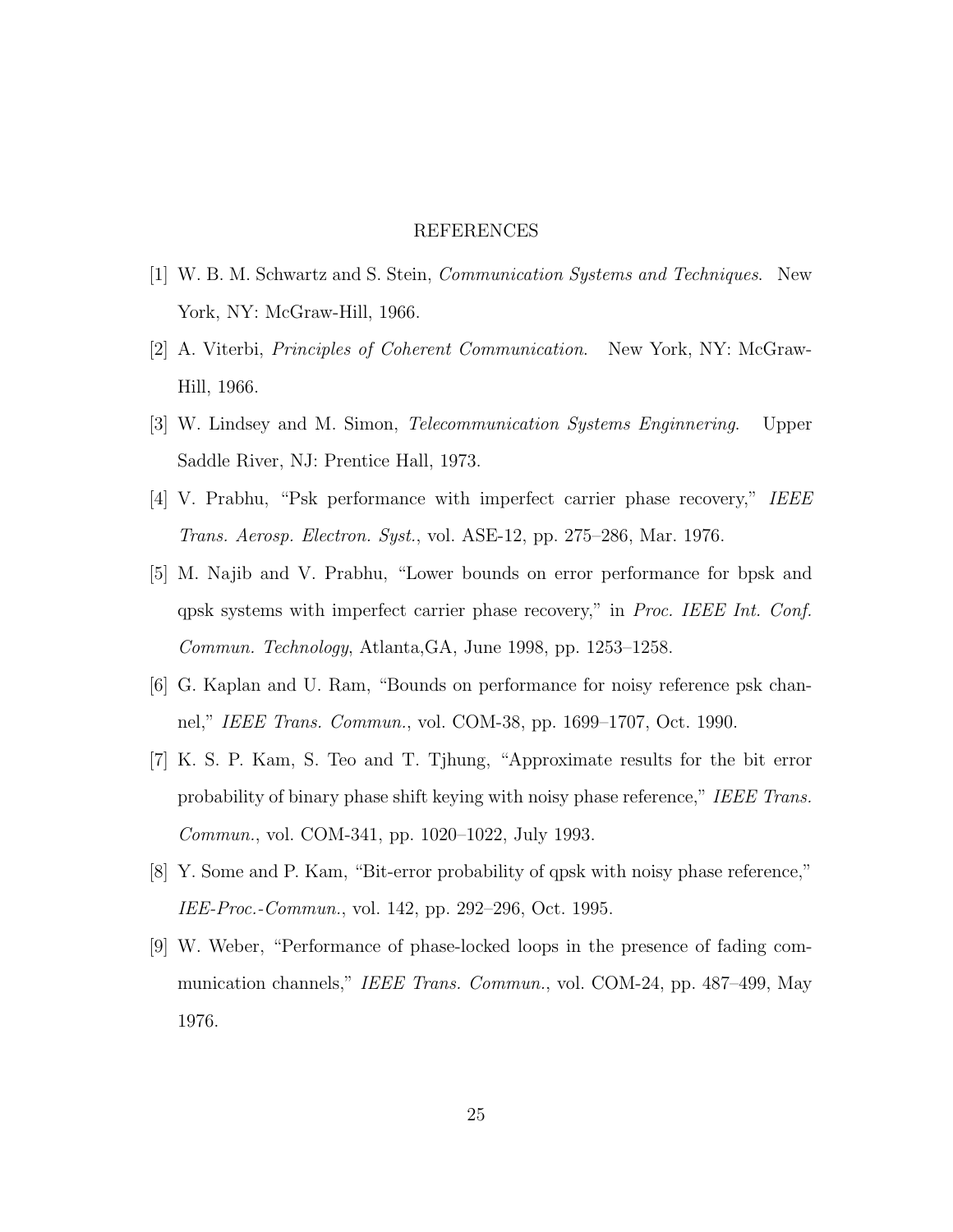# REFERENCES

[1] W. B. M. Schwartz and S. Stein, *Communication Systems and Techniques*. New York, NY: McGraw-Hill, 1966.

[2] A. Viterbi, *Principles of Coherent Communication*. New York, NY: McGraw-Hill, 1966.

[3] W. Lindsey and M. Simon, *Telecommunication Systems Enginnering*. Upper Saddle River, NJ: Prentice Hall, 1973.

[4] V. Prabhu, "Psk performance with imperfect carrier phase recovery," *IEEE Trans. Aerosp. Electron. Syst.*, vol. ASE-12, pp. 275–286, Mar. 1976.

[5] M. Najib and V. Prabhu, "Lower bounds on error performance for bpsk and qpsk systems with imperfect carrier phase recovery," in *Proc. IEEE Int. Conf. Commun. Technology*, Atlanta,GA, June 1998, pp. 1253–1258.

[6] G. Kaplan and U. Ram, "Bounds on performance for noisy reference psk channel," *IEEE Trans. Commun.*, vol. COM-38, pp. 1699–1707, Oct. 1990.

[7] K. S. P. Kam, S. Teo and T. Tjhung, "Approximate results for the bit error probability of binary phase shift keying with noisy phase reference," *IEEE Trans. Commun.*, vol. COM-341, pp. 1020–1022, July 1993.

[8] Y. Some and P. Kam, "Bit-error probability of qpsk with noisy phase reference," *IEE-Proc.-Commun.*, vol. 142, pp. 292–296, Oct. 1995.

[9] W. Weber, "Performance of phase-locked loops in the presence of fading communication channels," *IEEE Trans. Commun.*, vol. COM-24, pp. 487–499, May 1976.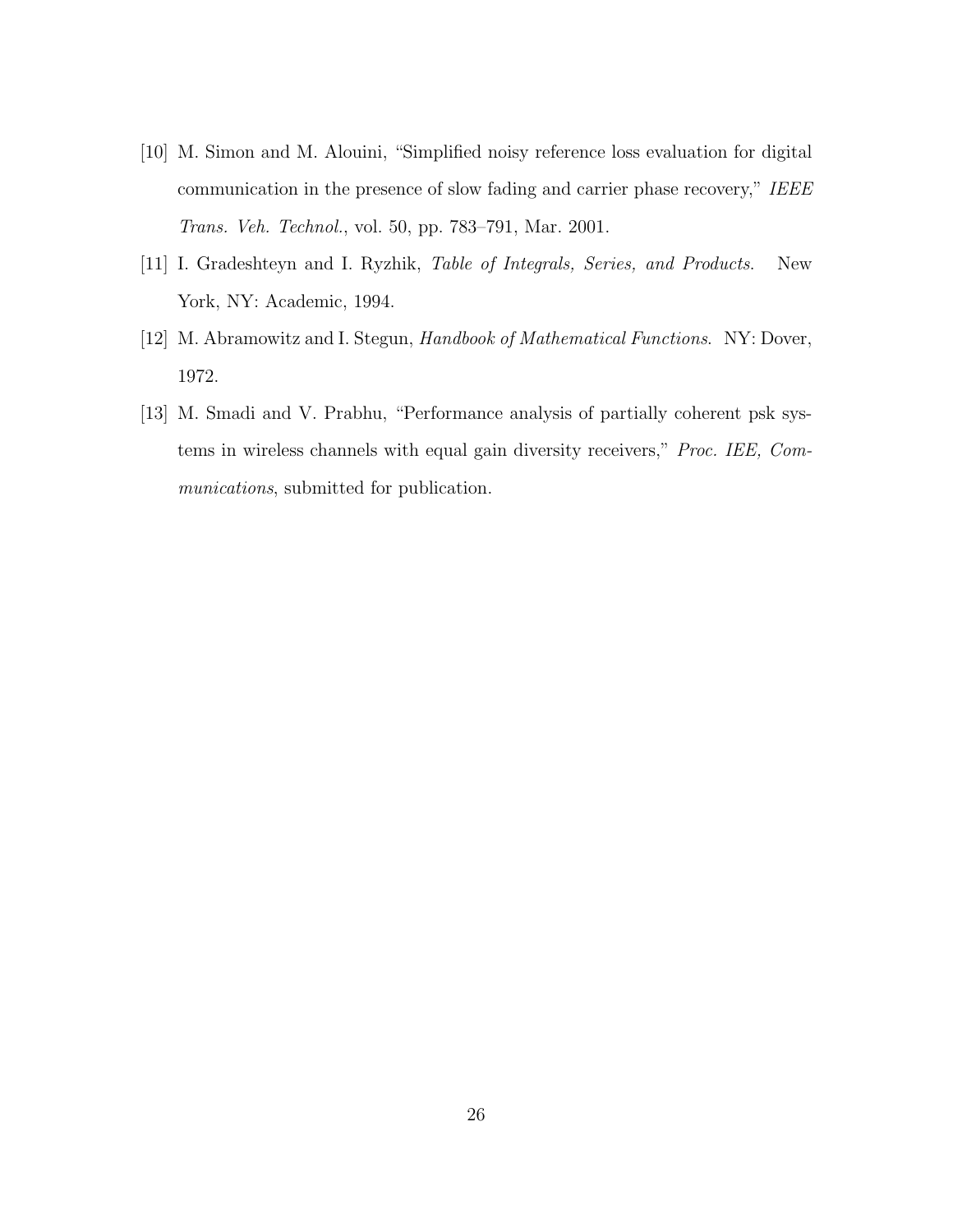[10] M. Simon and M. Alouini, "Simplified noisy reference loss evaluation for digital communication in the presence of slow fading and carrier phase recovery," *IEEE Trans. Veh. Technol.*, vol. 50, pp. 783–791, Mar. 2001.

[11] I. Gradeshteyn and I. Ryzhik, *Table of Integrals, Series, and Products*. New York, NY: Academic, 1994.

[12] M. Abramowitz and I. Stegun, *Handbook of Mathematical Functions*. NY: Dover, 1972.

[13] M. Smadi and V. Prabhu, "Performance analysis of partially coherent psk systems in wireless channels with equal gain diversity receivers," *Proc. IEE, Communications*, submitted for publication.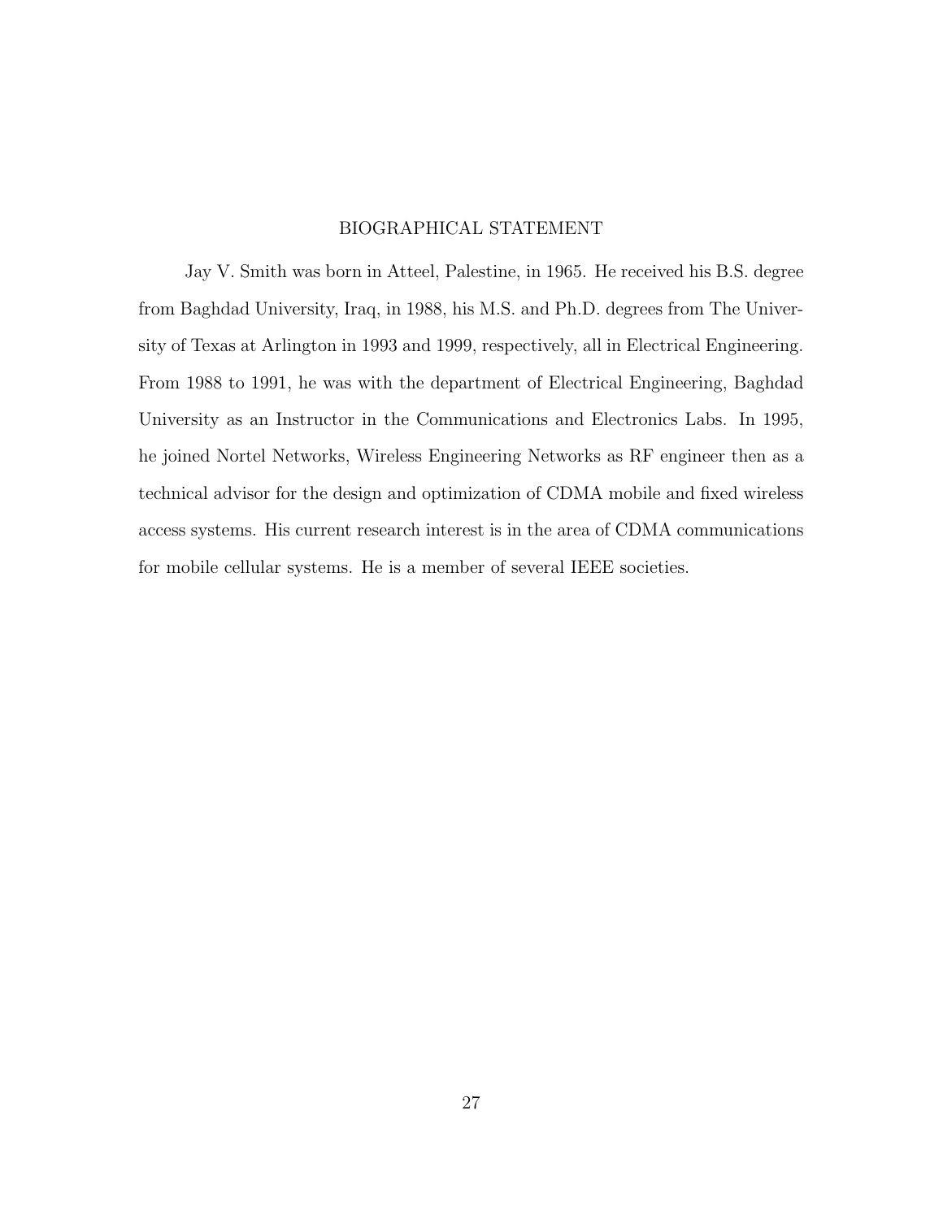# BIOGRAPHICAL STATEMENT

Jay V. Smith was born in Atteel, Palestine, in 1965. He received his B.S. degree from Baghdad University, Iraq, in 1988, his M.S. and Ph.D. degrees from The University of Texas at Arlington in 1993 and 1999, respectively, all in Electrical Engineering. From 1988 to 1991, he was with the department of Electrical Engineering, Baghdad University as an Instructor in the Communications and Electronics Labs. In 1995, he joined Nortel Networks, Wireless Engineering Networks as RF engineer then as a technical advisor for the design and optimization of CDMA mobile and fixed wireless access systems. His current research interest is in the area of CDMA communications for mobile cellular systems. He is a member of several IEEE societies.